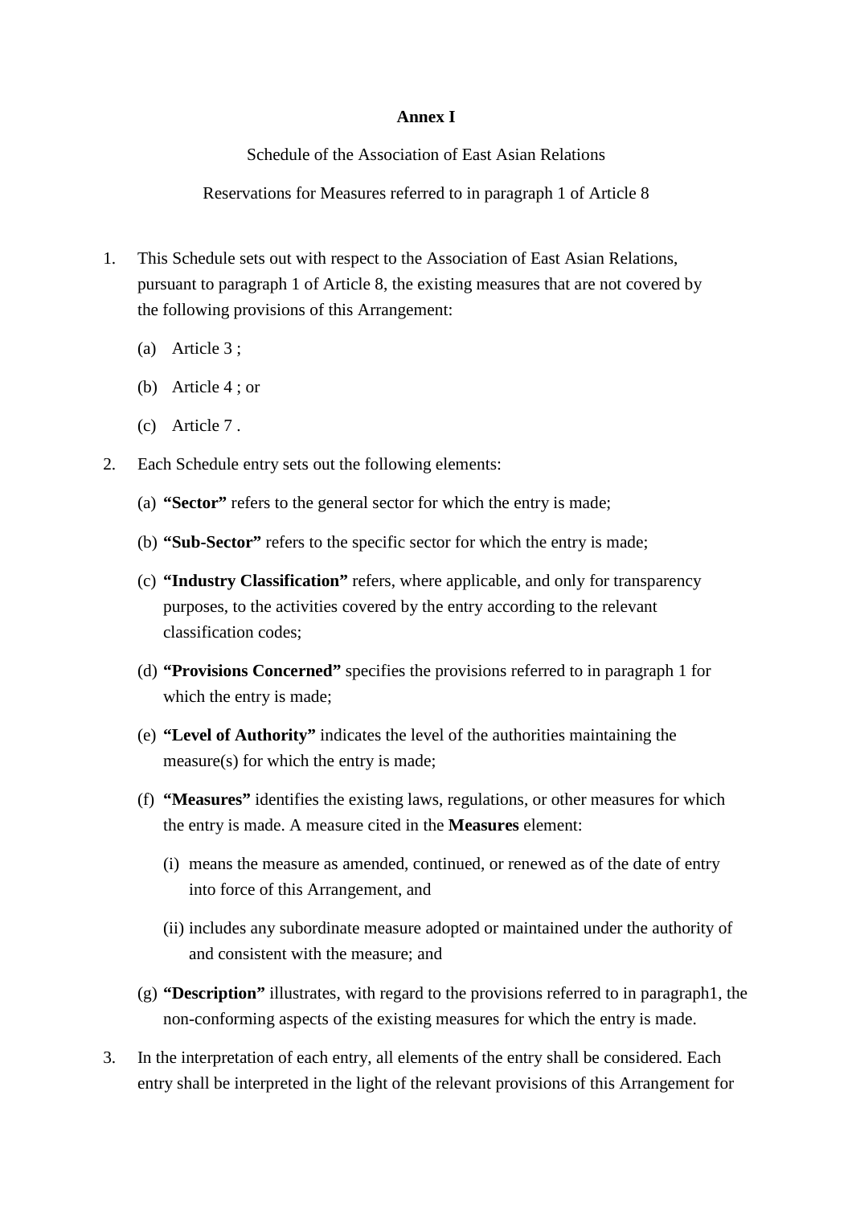# Annex I

Schedule of the Association of East Asian Relations

Reservations for Measures referred to in paragraph 1 of Article 8

1. This Schedule sets out with respect to the Association of East Asian Relations, pursuant to paragraph 1 of Article 8, the existing measures that are not covered by the following provisions of this Arrangement:

   (a) Article 3 ;

   (b) Article 4 ; or

   (c) Article 7 .

2. Each Schedule entry sets out the following elements:

   (a) **"Sector"** refers to the general sector for which the entry is made;

   (b) **"Sub-Sector"** refers to the specific sector for which the entry is made;

   (c) **"Industry Classification"** refers, where applicable, and only for transparency purposes, to the activities covered by the entry according to the relevant classification codes;

   (d) **"Provisions Concerned"** specifies the provisions referred to in paragraph 1 for which the entry is made;

   (e) **"Level of Authority"** indicates the level of the authorities maintaining the measure(s) for which the entry is made;

   (f) **"Measures"** identifies the existing laws, regulations, or other measures for which the entry is made. A measure cited in the **Measures** element:

      (i) means the measure as amended, continued, or renewed as of the date of entry into force of this Arrangement, and

      (ii) includes any subordinate measure adopted or maintained under the authority of and consistent with the measure; and

   (g) **"Description"** illustrates, with regard to the provisions referred to in paragraph1, the non-conforming aspects of the existing measures for which the entry is made.

3. In the interpretation of each entry, all elements of the entry shall be considered. Each entry shall be interpreted in the light of the relevant provisions of this Arrangement for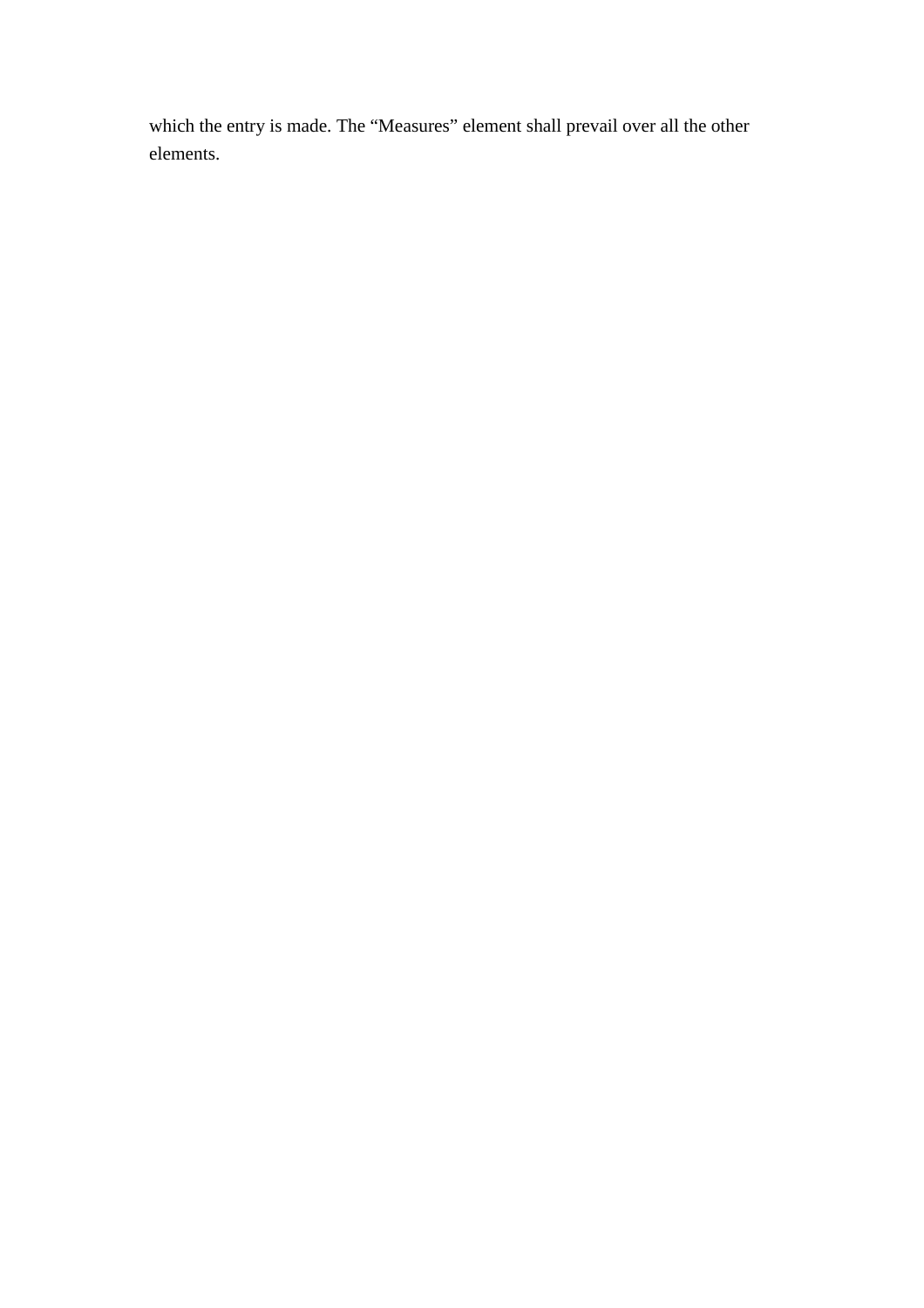which the entry is made. The “Measures” element shall prevail over all the other elements.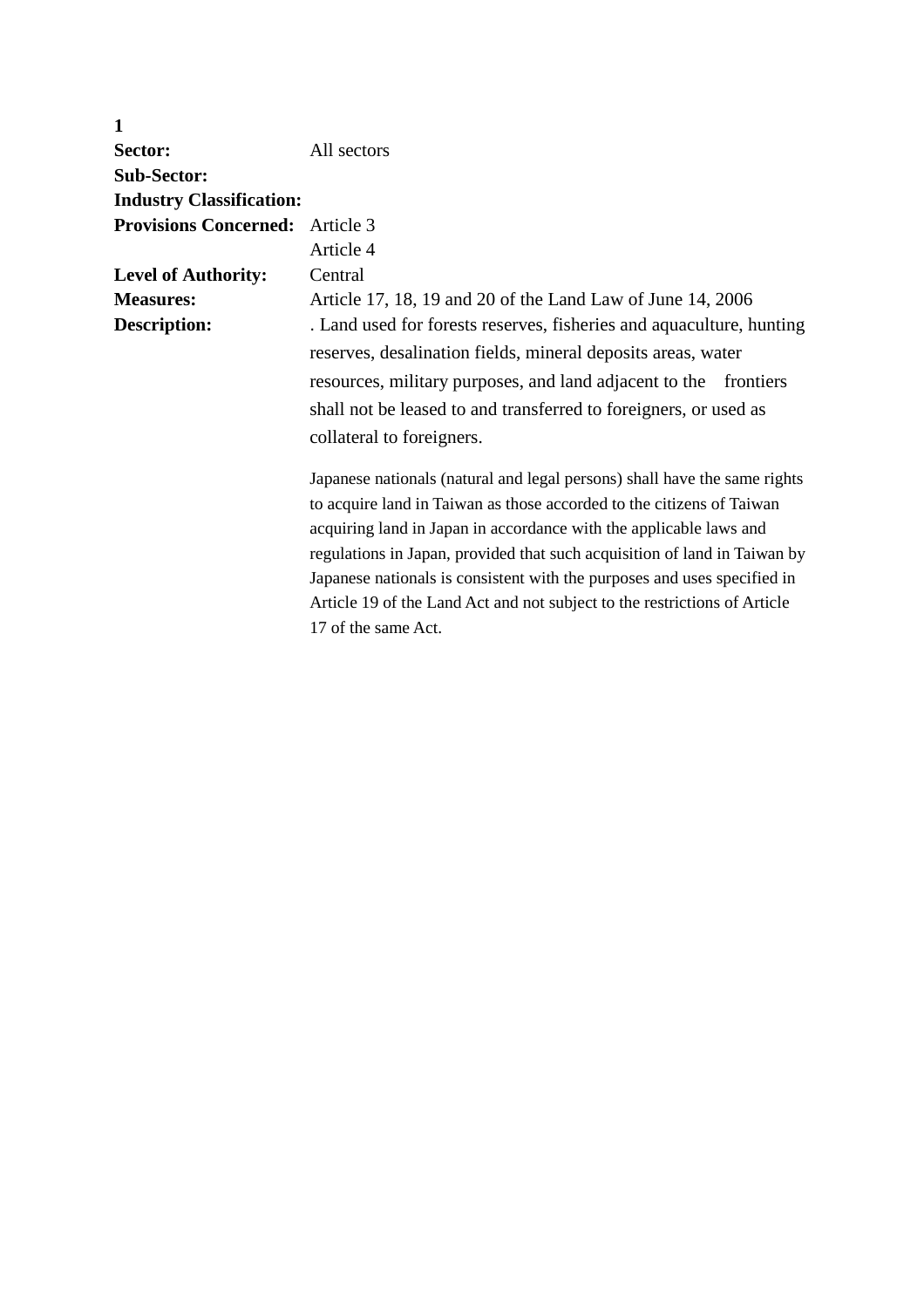**1**

| | |
|---|---|
| **Sector:** | All sectors |
| **Sub-Sector:** | |
| **Industry Classification:** | |
| **Provisions Concerned:** | Article 3<br>Article 4 |
| **Level of Authority:** | Central |
| **Measures:** | Article 17, 18, 19 and 20 of the Land Law of June 14, 2006 |
| **Description:** | . Land used for forests reserves, fisheries and aquaculture, hunting reserves, desalination fields, mineral deposits areas, water resources, military purposes, and land adjacent to the frontiers shall not be leased to and transferred to foreigners, or used as collateral to foreigners.<br><br>Japanese nationals (natural and legal persons) shall have the same rights to acquire land in Taiwan as those accorded to the citizens of Taiwan acquiring land in Japan in accordance with the applicable laws and regulations in Japan, provided that such acquisition of land in Taiwan by Japanese nationals is consistent with the purposes and uses specified in Article 19 of the Land Act and not subject to the restrictions of Article 17 of the same Act. |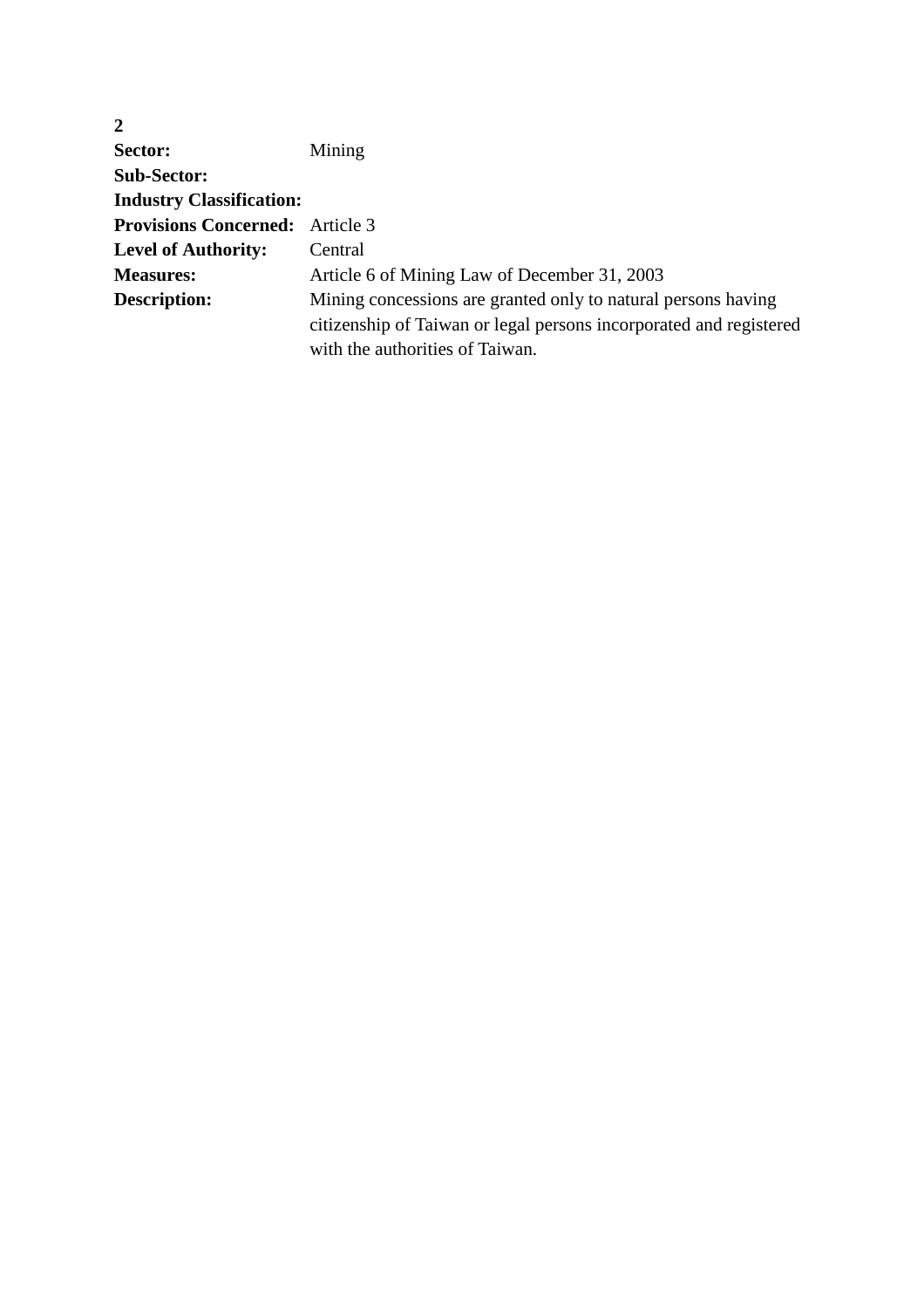**2**

| | |
|---|---|
| **Sector:** | Mining |
| **Sub-Sector:** | |
| **Industry Classification:** | |
| **Provisions Concerned:** | Article 3 |
| **Level of Authority:** | Central |
| **Measures:** | Article 6 of Mining Law of December 31, 2003 |
| **Description:** | Mining concessions are granted only to natural persons having citizenship of Taiwan or legal persons incorporated and registered with the authorities of Taiwan. |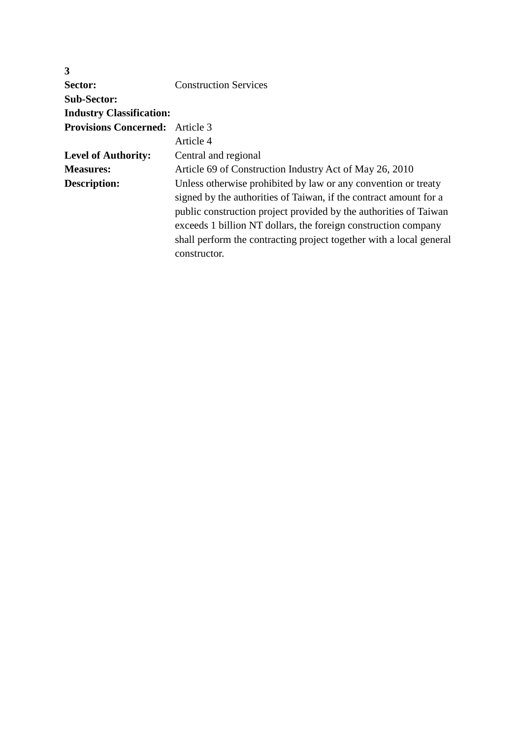**3**

| | |
|---|---|
| **Sector:** | Construction Services |
| **Sub-Sector:** | |
| **Industry Classification:** | |
| **Provisions Concerned:** | Article 3<br>Article 4 |
| **Level of Authority:** | Central and regional |
| **Measures:** | Article 69 of Construction Industry Act of May 26, 2010 |
| **Description:** | Unless otherwise prohibited by law or any convention or treaty signed by the authorities of Taiwan, if the contract amount for a public construction project provided by the authorities of Taiwan exceeds 1 billion NT dollars, the foreign construction company shall perform the contracting project together with a local general constructor. |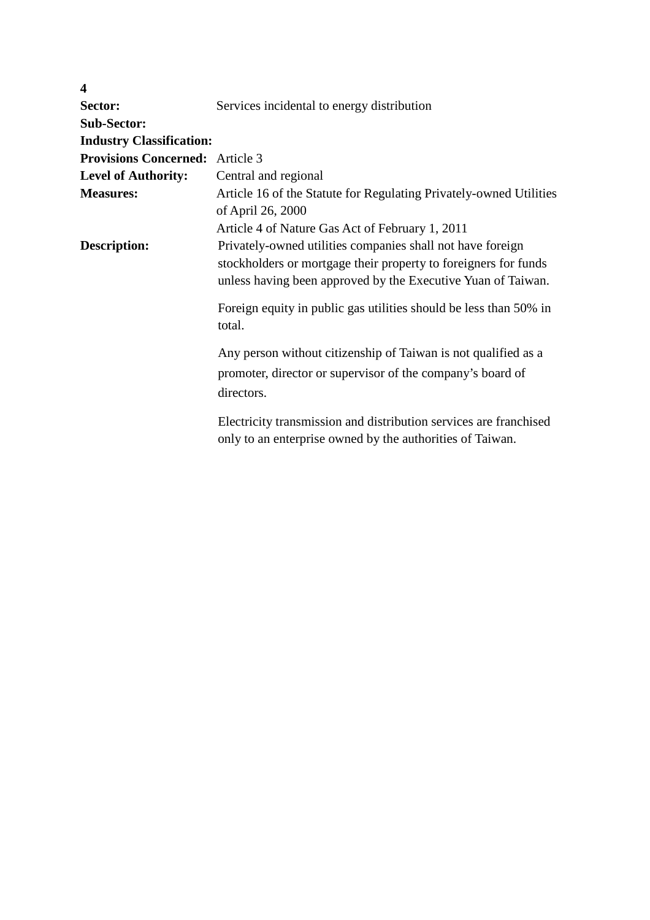**4**

**Sector:** Services incidental to energy distribution

**Sub-Sector:**

**Industry Classification:**

**Provisions Concerned:** Article 3

**Level of Authority:** Central and regional

**Measures:** Article 16 of the Statute for Regulating Privately-owned Utilities of April 26, 2000

Article 4 of Nature Gas Act of February 1, 2011

**Description:** Privately-owned utilities companies shall not have foreign stockholders or mortgage their property to foreigners for funds unless having been approved by the Executive Yuan of Taiwan.

Foreign equity in public gas utilities should be less than 50% in total.

Any person without citizenship of Taiwan is not qualified as a promoter, director or supervisor of the company's board of directors.

Electricity transmission and distribution services are franchised only to an enterprise owned by the authorities of Taiwan.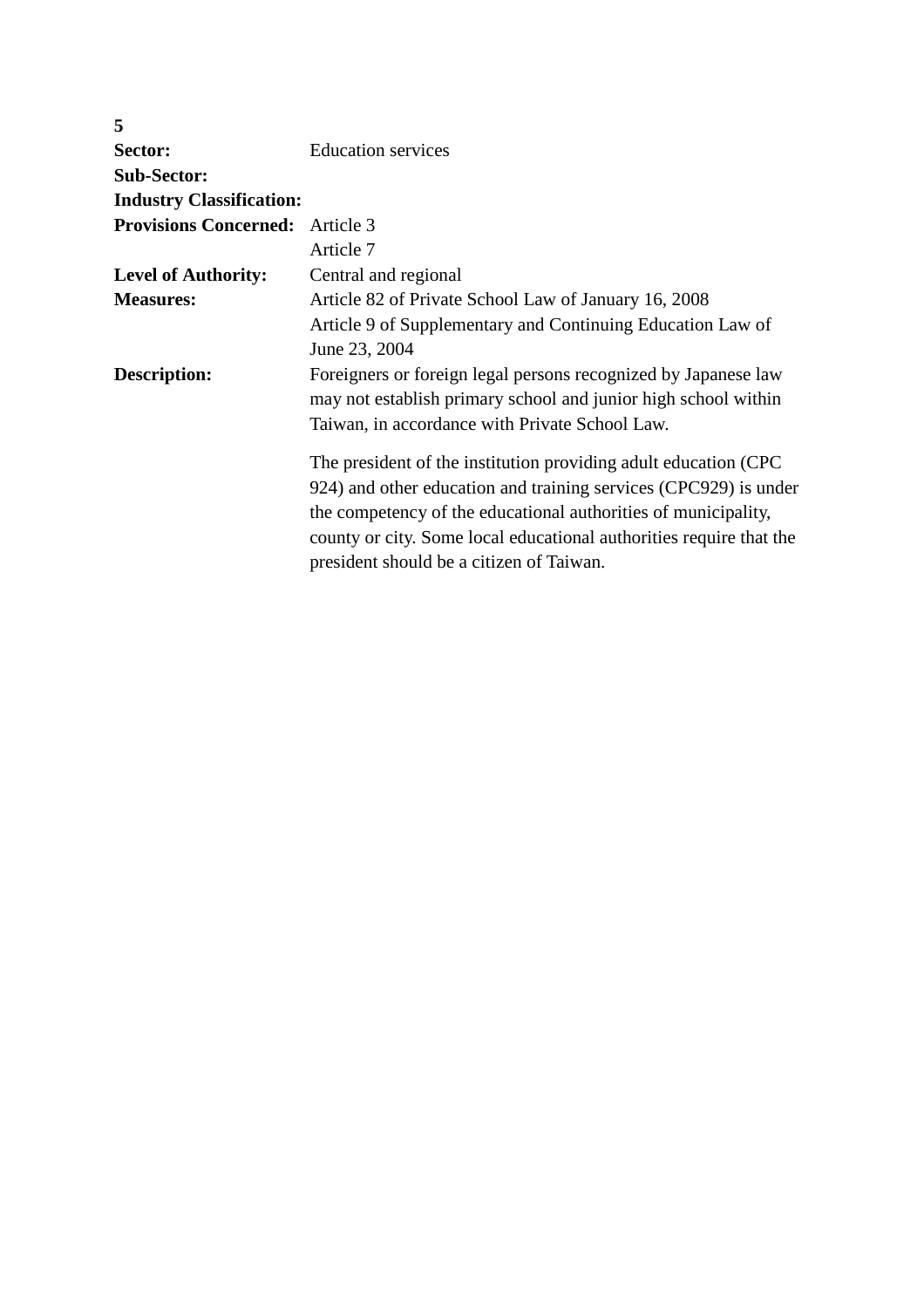**5**

| | |
|---|---|
| **Sector:** | Education services |
| **Sub-Sector:** | |
| **Industry Classification:** | |
| **Provisions Concerned:** | Article 3<br>Article 7 |
| **Level of Authority:** | Central and regional |
| **Measures:** | Article 82 of Private School Law of January 16, 2008<br>Article 9 of Supplementary and Continuing Education Law of June 23, 2004 |
| **Description:** | Foreigners or foreign legal persons recognized by Japanese law may not establish primary school and junior high school within Taiwan, in accordance with Private School Law.<br><br>The president of the institution providing adult education (CPC 924) and other education and training services (CPC929) is under the competency of the educational authorities of municipality, county or city. Some local educational authorities require that the president should be a citizen of Taiwan. |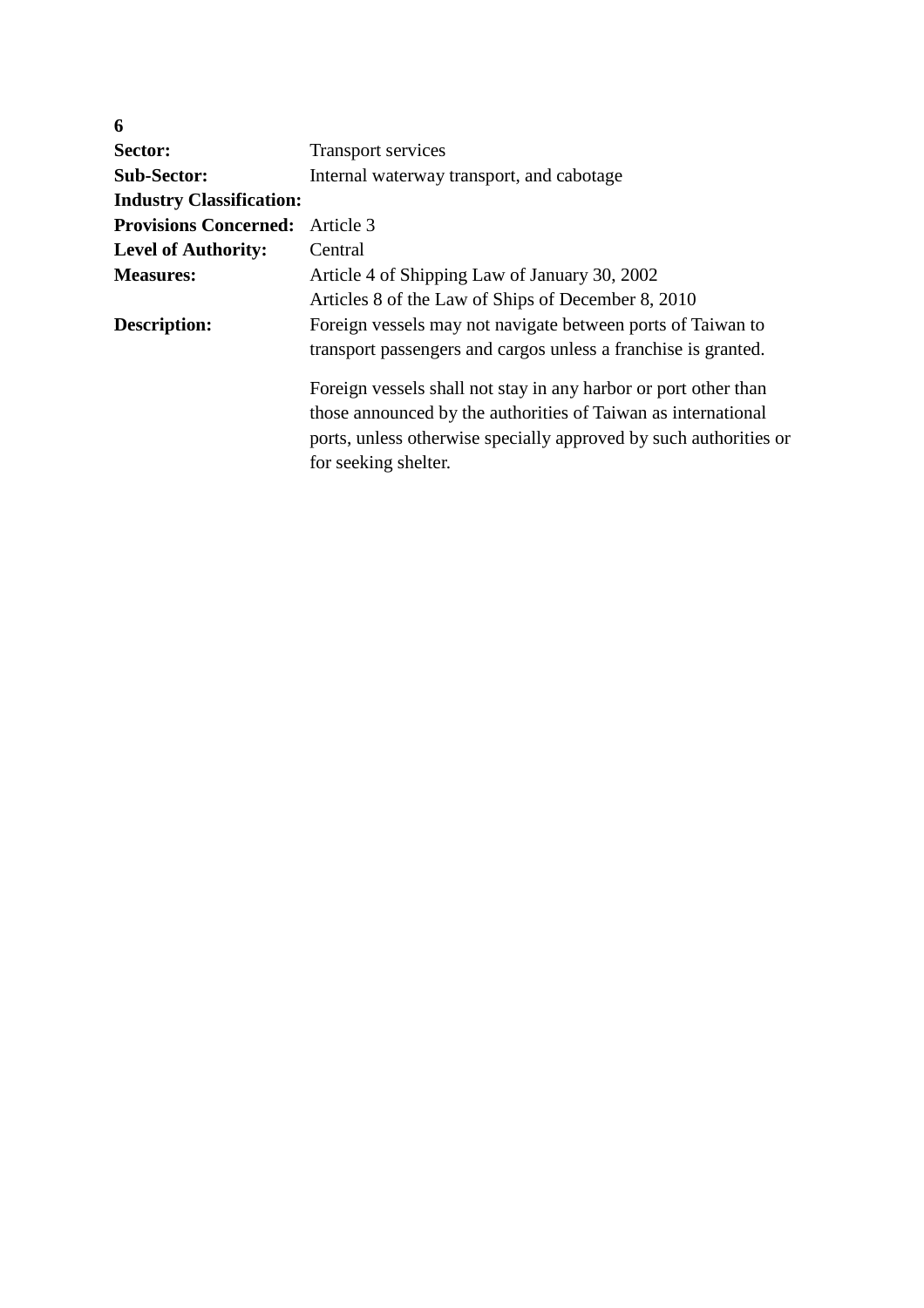**6**

| | |
|---|---|
| **Sector:** | Transport services |
| **Sub-Sector:** | Internal waterway transport, and cabotage |
| **Industry Classification:** | |
| **Provisions Concerned:** | Article 3 |
| **Level of Authority:** | Central |
| **Measures:** | Article 4 of Shipping Law of January 30, 2002<br>Articles 8 of the Law of Ships of December 8, 2010 |
| **Description:** | Foreign vessels may not navigate between ports of Taiwan to transport passengers and cargos unless a franchise is granted.<br><br>Foreign vessels shall not stay in any harbor or port other than those announced by the authorities of Taiwan as international ports, unless otherwise specially approved by such authorities or for seeking shelter. |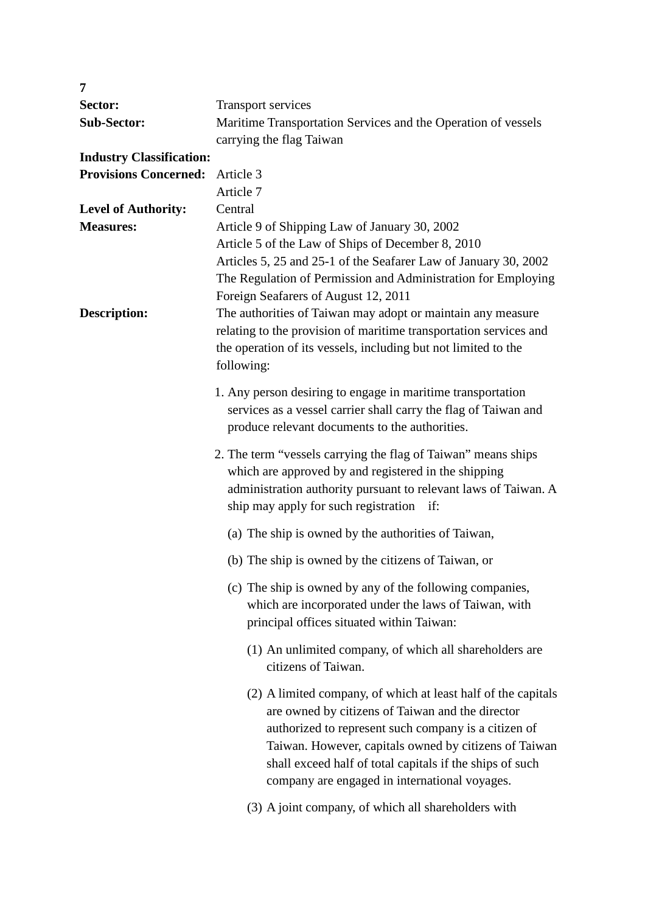**7**

**Sector:** Transport services

**Sub-Sector:** Maritime Transportation Services and the Operation of vessels carrying the flag Taiwan

**Industry Classification:**

**Provisions Concerned:** Article 3
Article 7

**Level of Authority:** Central

**Measures:** Article 9 of Shipping Law of January 30, 2002
Article 5 of the Law of Ships of December 8, 2010
Articles 5, 25 and 25-1 of the Seafarer Law of January 30, 2002
The Regulation of Permission and Administration for Employing Foreign Seafarers of August 12, 2011

**Description:** The authorities of Taiwan may adopt or maintain any measure relating to the provision of maritime transportation services and the operation of its vessels, including but not limited to the following:

1. Any person desiring to engage in maritime transportation services as a vessel carrier shall carry the flag of Taiwan and produce relevant documents to the authorities.

2. The term "vessels carrying the flag of Taiwan" means ships which are approved by and registered in the shipping administration authority pursuant to relevant laws of Taiwan. A ship may apply for such registration if:

   (a) The ship is owned by the authorities of Taiwan,

   (b) The ship is owned by the citizens of Taiwan, or

   (c) The ship is owned by any of the following companies, which are incorporated under the laws of Taiwan, with principal offices situated within Taiwan:

      (1) An unlimited company, of which all shareholders are citizens of Taiwan.

      (2) A limited company, of which at least half of the capitals are owned by citizens of Taiwan and the director authorized to represent such company is a citizen of Taiwan. However, capitals owned by citizens of Taiwan shall exceed half of total capitals if the ships of such company are engaged in international voyages.

      (3) A joint company, of which all shareholders with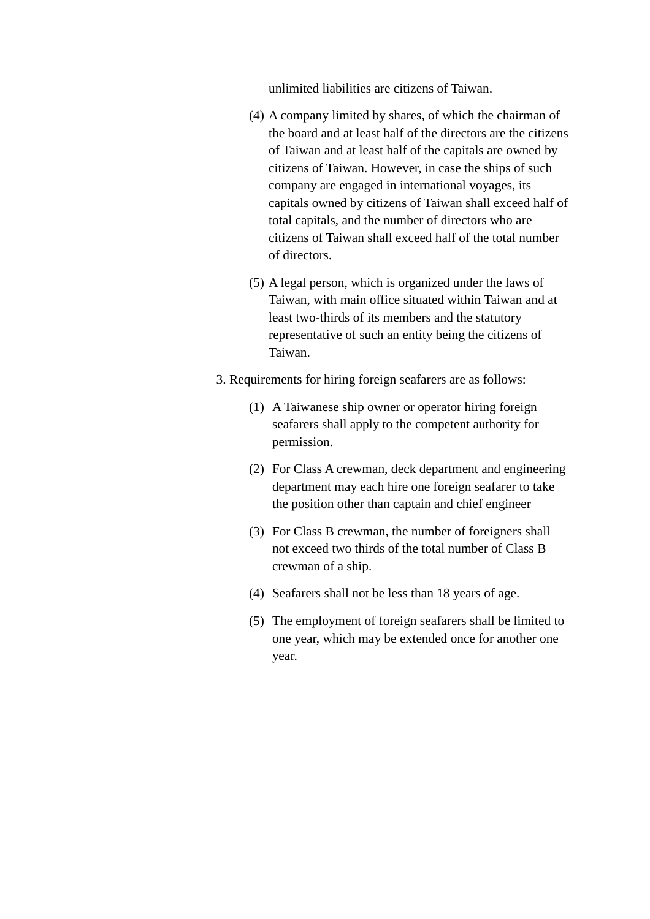unlimited liabilities are citizens of Taiwan.

(4) A company limited by shares, of which the chairman of the board and at least half of the directors are the citizens of Taiwan and at least half of the capitals are owned by citizens of Taiwan. However, in case the ships of such company are engaged in international voyages, its capitals owned by citizens of Taiwan shall exceed half of total capitals, and the number of directors who are citizens of Taiwan shall exceed half of the total number of directors.

(5) A legal person, which is organized under the laws of Taiwan, with main office situated within Taiwan and at least two-thirds of its members and the statutory representative of such an entity being the citizens of Taiwan.

3. Requirements for hiring foreign seafarers are as follows:

(1) A Taiwanese ship owner or operator hiring foreign seafarers shall apply to the competent authority for permission.

(2) For Class A crewman, deck department and engineering department may each hire one foreign seafarer to take the position other than captain and chief engineer

(3) For Class B crewman, the number of foreigners shall not exceed two thirds of the total number of Class B crewman of a ship.

(4) Seafarers shall not be less than 18 years of age.

(5) The employment of foreign seafarers shall be limited to one year, which may be extended once for another one year.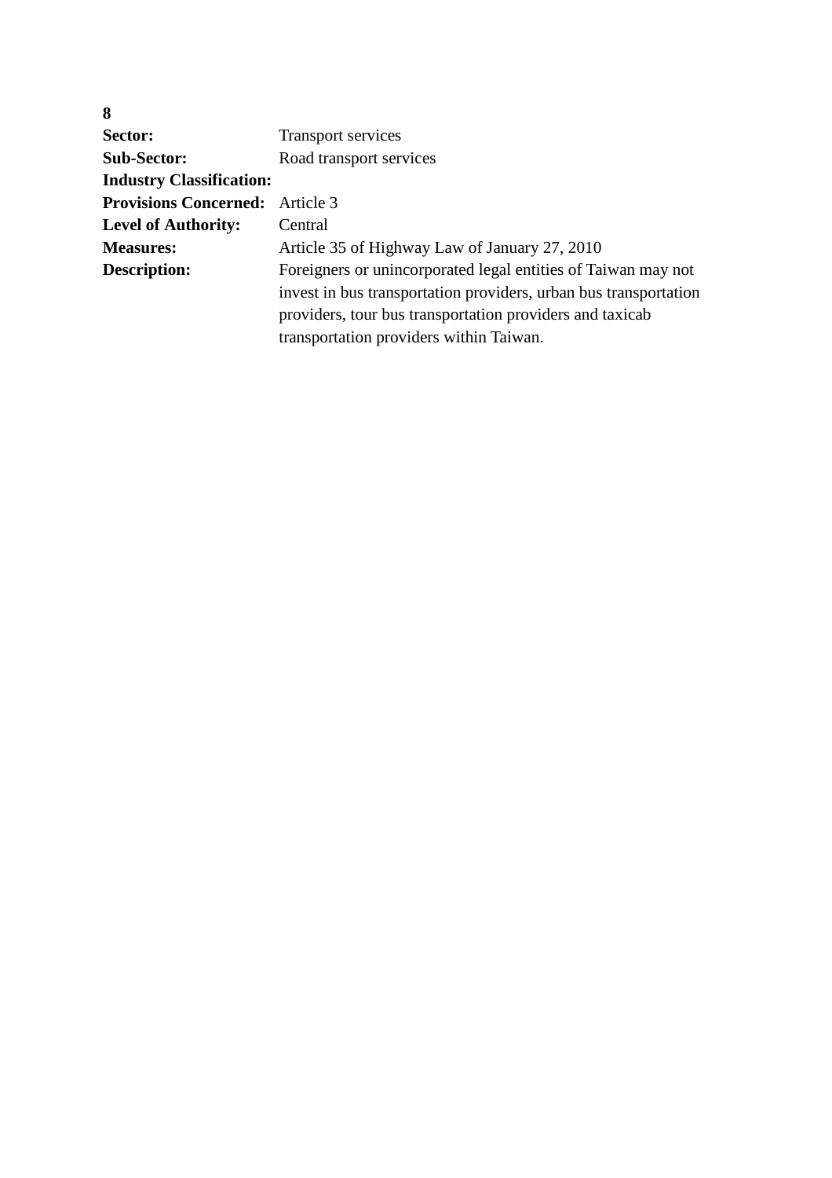**8**

| | |
|---|---|
| **Sector:** | Transport services |
| **Sub-Sector:** | Road transport services |
| **Industry Classification:** | |
| **Provisions Concerned:** | Article 3 |
| **Level of Authority:** | Central |
| **Measures:** | Article 35 of Highway Law of January 27, 2010 |
| **Description:** | Foreigners or unincorporated legal entities of Taiwan may not invest in bus transportation providers, urban bus transportation providers, tour bus transportation providers and taxicab transportation providers within Taiwan. |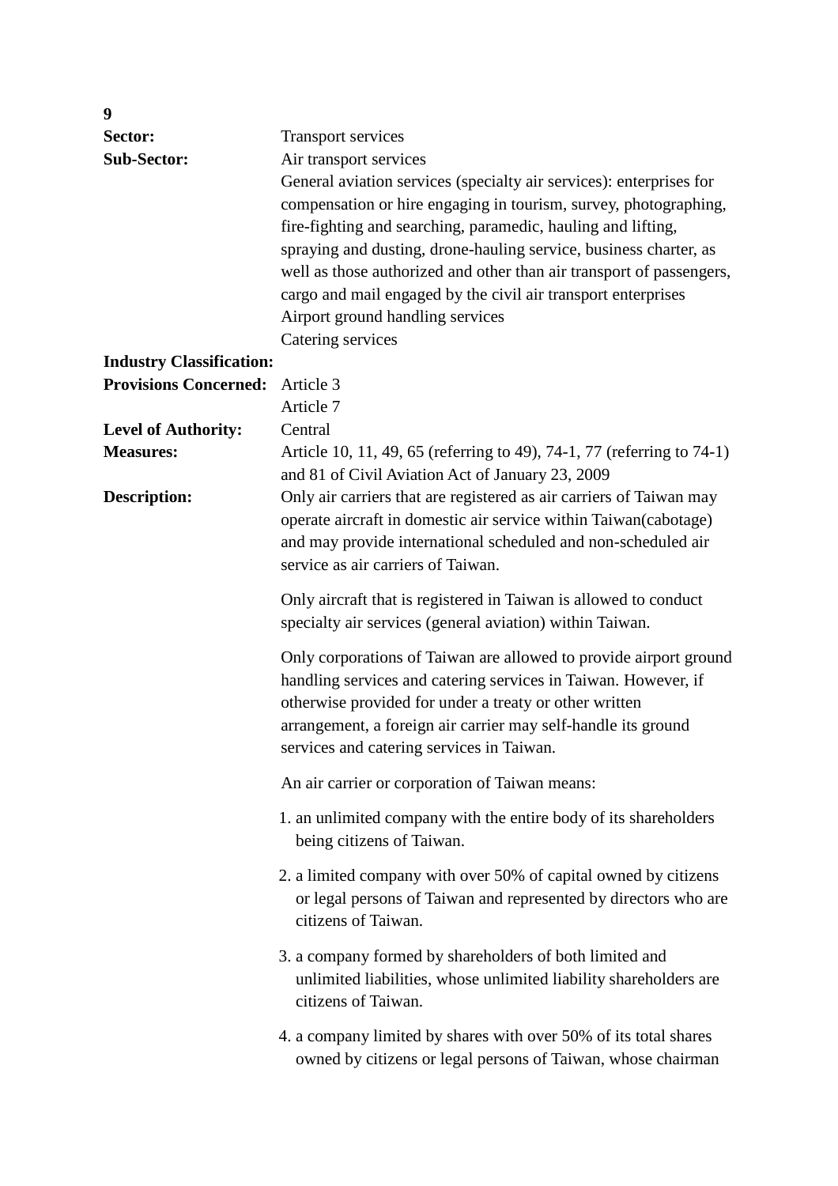**9**

**Sector:** Transport services

**Sub-Sector:** Air transport services

General aviation services (specialty air services): enterprises for compensation or hire engaging in tourism, survey, photographing, fire-fighting and searching, paramedic, hauling and lifting, spraying and dusting, drone-hauling service, business charter, as well as those authorized and other than air transport of passengers, cargo and mail engaged by the civil air transport enterprises

Airport ground handling services

Catering services

**Industry Classification:**

**Provisions Concerned:** Article 3

Article 7

**Level of Authority:** Central

**Measures:** Article 10, 11, 49, 65 (referring to 49), 74-1, 77 (referring to 74-1) and 81 of Civil Aviation Act of January 23, 2009

**Description:** Only air carriers that are registered as air carriers of Taiwan may operate aircraft in domestic air service within Taiwan(cabotage) and may provide international scheduled and non-scheduled air service as air carriers of Taiwan.

Only aircraft that is registered in Taiwan is allowed to conduct specialty air services (general aviation) within Taiwan.

Only corporations of Taiwan are allowed to provide airport ground handling services and catering services in Taiwan. However, if otherwise provided for under a treaty or other written arrangement, a foreign air carrier may self-handle its ground services and catering services in Taiwan.

An air carrier or corporation of Taiwan means:

1. an unlimited company with the entire body of its shareholders being citizens of Taiwan.
2. a limited company with over 50% of capital owned by citizens or legal persons of Taiwan and represented by directors who are citizens of Taiwan.
3. a company formed by shareholders of both limited and unlimited liabilities, whose unlimited liability shareholders are citizens of Taiwan.
4. a company limited by shares with over 50% of its total shares owned by citizens or legal persons of Taiwan, whose chairman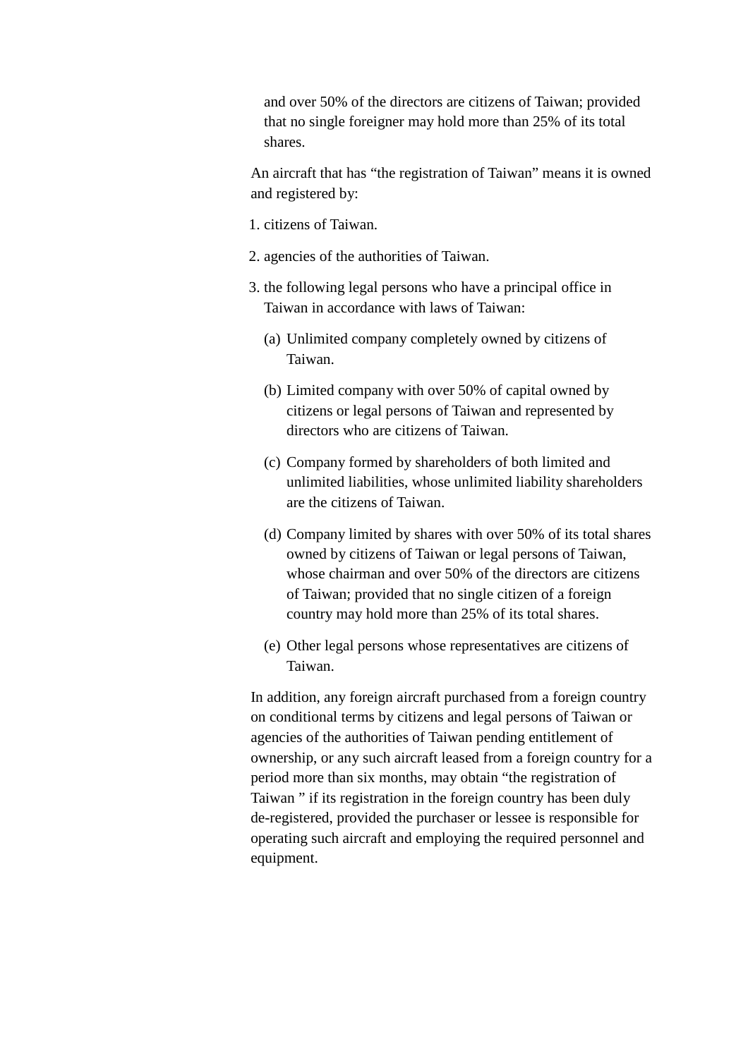and over 50% of the directors are citizens of Taiwan; provided that no single foreigner may hold more than 25% of its total shares.

An aircraft that has “the registration of Taiwan” means it is owned and registered by:

1. citizens of Taiwan.

2. agencies of the authorities of Taiwan.

3. the following legal persons who have a principal office in Taiwan in accordance with laws of Taiwan:

   (a) Unlimited company completely owned by citizens of Taiwan.

   (b) Limited company with over 50% of capital owned by citizens or legal persons of Taiwan and represented by directors who are citizens of Taiwan.

   (c) Company formed by shareholders of both limited and unlimited liabilities, whose unlimited liability shareholders are the citizens of Taiwan.

   (d) Company limited by shares with over 50% of its total shares owned by citizens of Taiwan or legal persons of Taiwan, whose chairman and over 50% of the directors are citizens of Taiwan; provided that no single citizen of a foreign country may hold more than 25% of its total shares.

   (e) Other legal persons whose representatives are citizens of Taiwan.

In addition, any foreign aircraft purchased from a foreign country on conditional terms by citizens and legal persons of Taiwan or agencies of the authorities of Taiwan pending entitlement of ownership, or any such aircraft leased from a foreign country for a period more than six months, may obtain “the registration of Taiwan ” if its registration in the foreign country has been duly de-registered, provided the purchaser or lessee is responsible for operating such aircraft and employing the required personnel and equipment.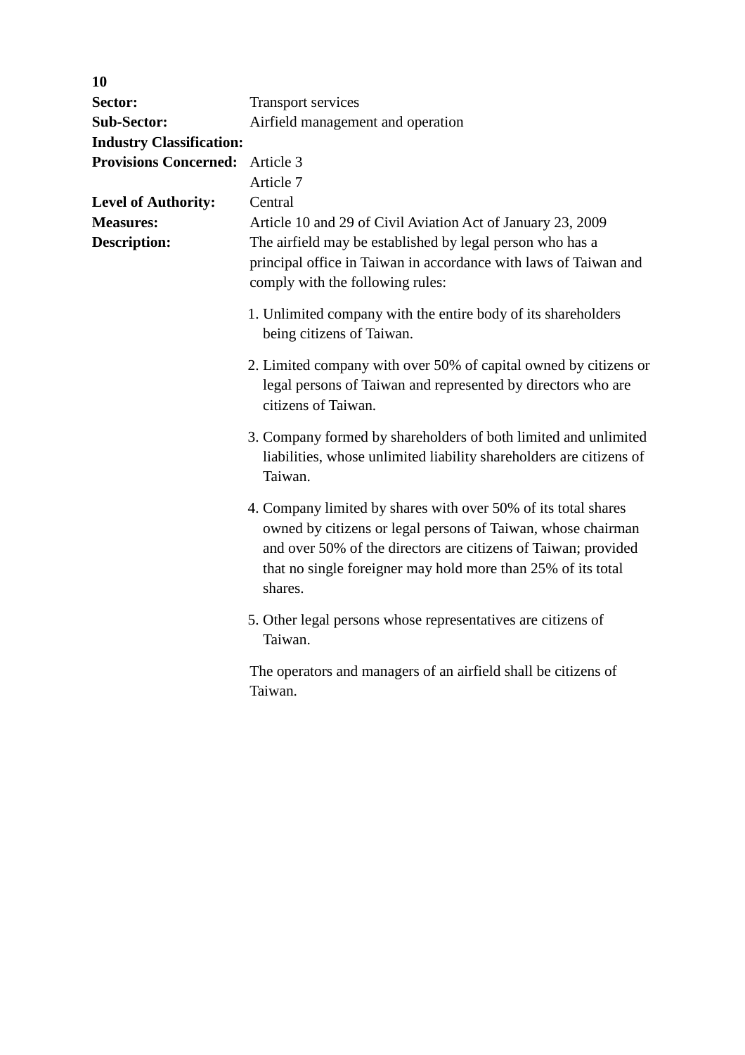**10**

**Sector:** Transport services

**Sub-Sector:** Airfield management and operation

**Industry Classification:**

**Provisions Concerned:** Article 3
Article 7

**Level of Authority:** Central

**Measures:** Article 10 and 29 of Civil Aviation Act of January 23, 2009

**Description:** The airfield may be established by legal person who has a principal office in Taiwan in accordance with laws of Taiwan and comply with the following rules:

1. Unlimited company with the entire body of its shareholders being citizens of Taiwan.
2. Limited company with over 50% of capital owned by citizens or legal persons of Taiwan and represented by directors who are citizens of Taiwan.
3. Company formed by shareholders of both limited and unlimited liabilities, whose unlimited liability shareholders are citizens of Taiwan.
4. Company limited by shares with over 50% of its total shares owned by citizens or legal persons of Taiwan, whose chairman and over 50% of the directors are citizens of Taiwan; provided that no single foreigner may hold more than 25% of its total shares.
5. Other legal persons whose representatives are citizens of Taiwan.

The operators and managers of an airfield shall be citizens of Taiwan.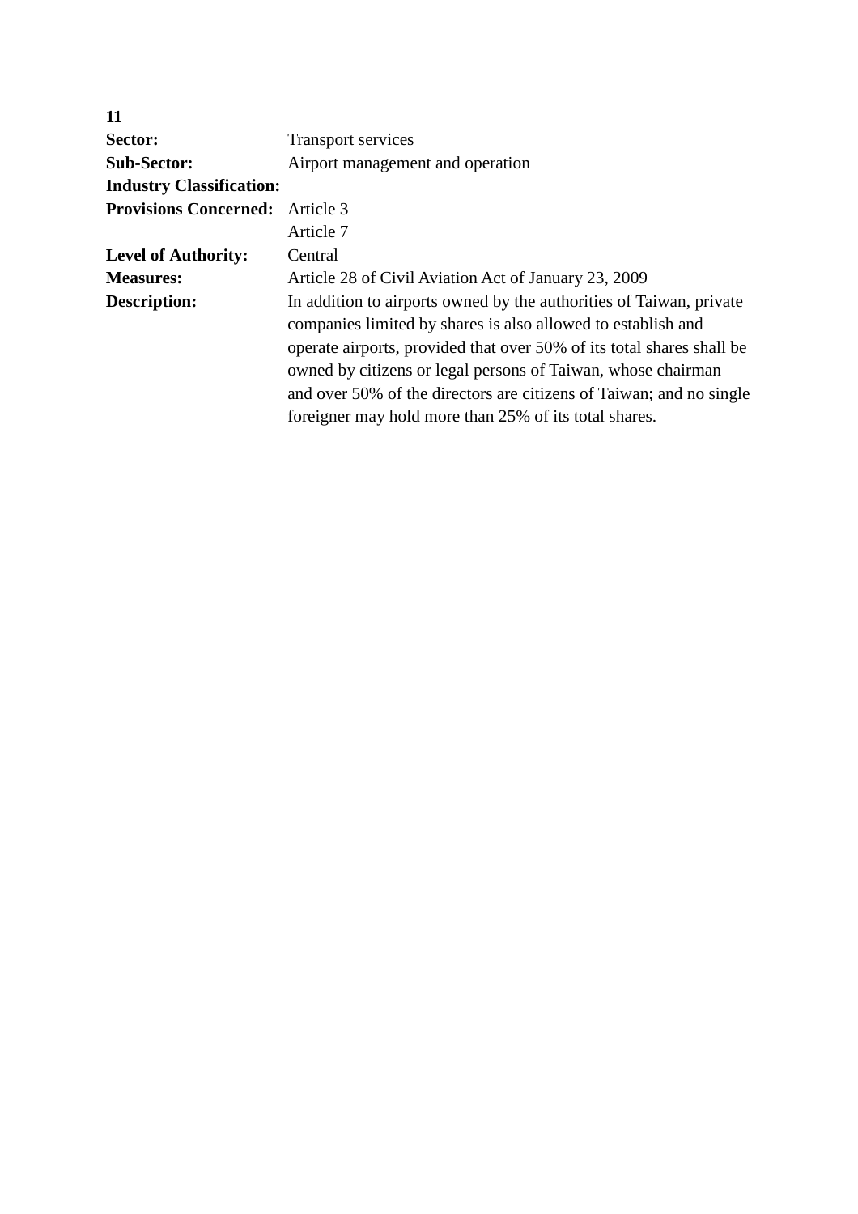**11**

| | |
|---|---|
| **Sector:** | Transport services |
| **Sub-Sector:** | Airport management and operation |
| **Industry Classification:** | |
| **Provisions Concerned:** | Article 3<br>Article 7 |
| **Level of Authority:** | Central |
| **Measures:** | Article 28 of Civil Aviation Act of January 23, 2009 |
| **Description:** | In addition to airports owned by the authorities of Taiwan, private companies limited by shares is also allowed to establish and operate airports, provided that over 50% of its total shares shall be owned by citizens or legal persons of Taiwan, whose chairman and over 50% of the directors are citizens of Taiwan; and no single foreigner may hold more than 25% of its total shares. |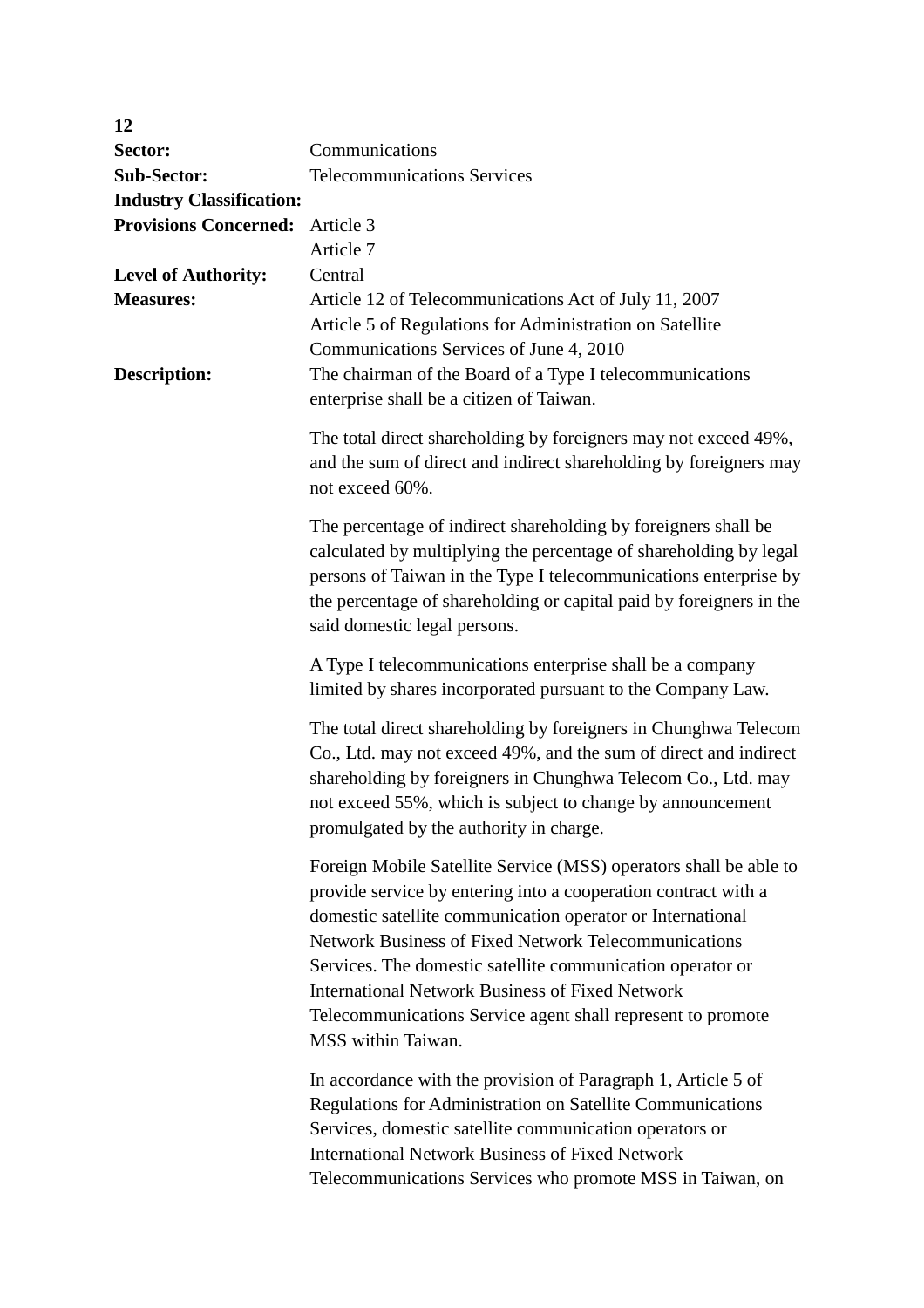**12**

| | |
|---|---|
| **Sector:** | Communications |
| **Sub-Sector:** | Telecommunications Services |
| **Industry Classification:** | |
| **Provisions Concerned:** | Article 3<br>Article 7 |
| **Level of Authority:** | Central |
| **Measures:** | Article 12 of Telecommunications Act of July 11, 2007<br>Article 5 of Regulations for Administration on Satellite Communications Services of June 4, 2010 |
| **Description:** | The chairman of the Board of a Type I telecommunications enterprise shall be a citizen of Taiwan. |

The total direct shareholding by foreigners may not exceed 49%, and the sum of direct and indirect shareholding by foreigners may not exceed 60%.

The percentage of indirect shareholding by foreigners shall be calculated by multiplying the percentage of shareholding by legal persons of Taiwan in the Type I telecommunications enterprise by the percentage of shareholding or capital paid by foreigners in the said domestic legal persons.

A Type I telecommunications enterprise shall be a company limited by shares incorporated pursuant to the Company Law.

The total direct shareholding by foreigners in Chunghwa Telecom Co., Ltd. may not exceed 49%, and the sum of direct and indirect shareholding by foreigners in Chunghwa Telecom Co., Ltd. may not exceed 55%, which is subject to change by announcement promulgated by the authority in charge.

Foreign Mobile Satellite Service (MSS) operators shall be able to provide service by entering into a cooperation contract with a domestic satellite communication operator or International Network Business of Fixed Network Telecommunications Services. The domestic satellite communication operator or International Network Business of Fixed Network Telecommunications Service agent shall represent to promote MSS within Taiwan.

In accordance with the provision of Paragraph 1, Article 5 of Regulations for Administration on Satellite Communications Services, domestic satellite communication operators or International Network Business of Fixed Network Telecommunications Services who promote MSS in Taiwan, on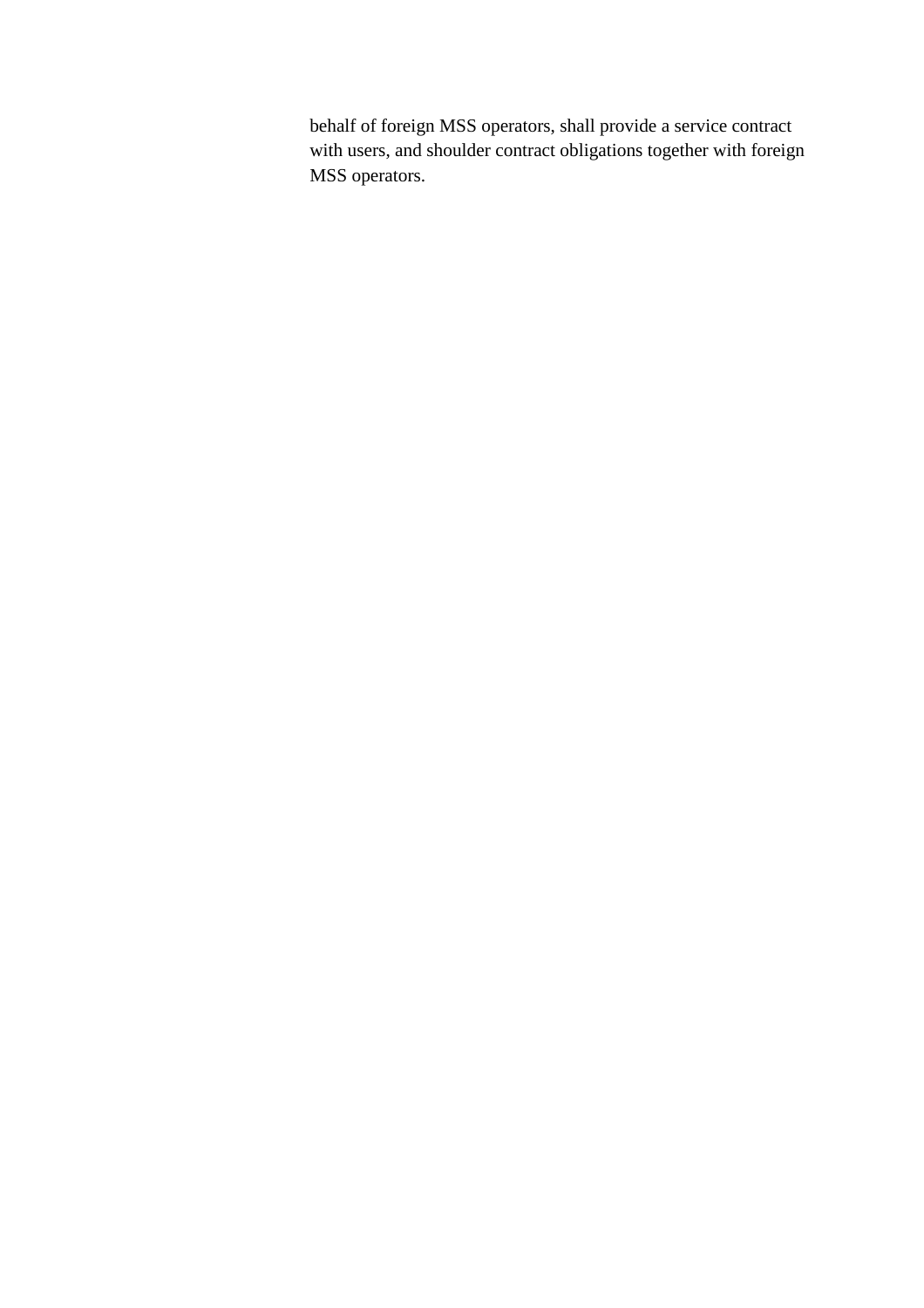behalf of foreign MSS operators, shall provide a service contract with users, and shoulder contract obligations together with foreign MSS operators.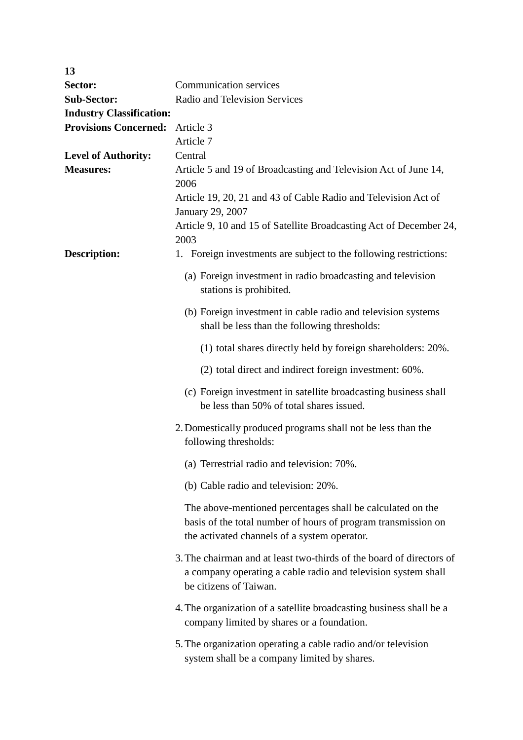**13**

| | |
|---|---|
| **Sector:** | Communication services |
| **Sub-Sector:** | Radio and Television Services |
| **Industry Classification:** | |
| **Provisions Concerned:** | Article 3<br>Article 7 |
| **Level of Authority:** | Central |
| **Measures:** | Article 5 and 19 of Broadcasting and Television Act of June 14, 2006<br>Article 19, 20, 21 and 43 of Cable Radio and Television Act of January 29, 2007<br>Article 9, 10 and 15 of Satellite Broadcasting Act of December 24, 2003 |

**Description:**

1. Foreign investments are subject to the following restrictions:

   (a) Foreign investment in radio broadcasting and television stations is prohibited.

   (b) Foreign investment in cable radio and television systems shall be less than the following thresholds:

      (1) total shares directly held by foreign shareholders: 20%.

      (2) total direct and indirect foreign investment: 60%.

   (c) Foreign investment in satellite broadcasting business shall be less than 50% of total shares issued.

2. Domestically produced programs shall not be less than the following thresholds:

   (a) Terrestrial radio and television: 70%.

   (b) Cable radio and television: 20%.

   The above-mentioned percentages shall be calculated on the basis of the total number of hours of program transmission on the activated channels of a system operator.

3. The chairman and at least two-thirds of the board of directors of a company operating a cable radio and television system shall be citizens of Taiwan.

4. The organization of a satellite broadcasting business shall be a company limited by shares or a foundation.

5. The organization operating a cable radio and/or television system shall be a company limited by shares.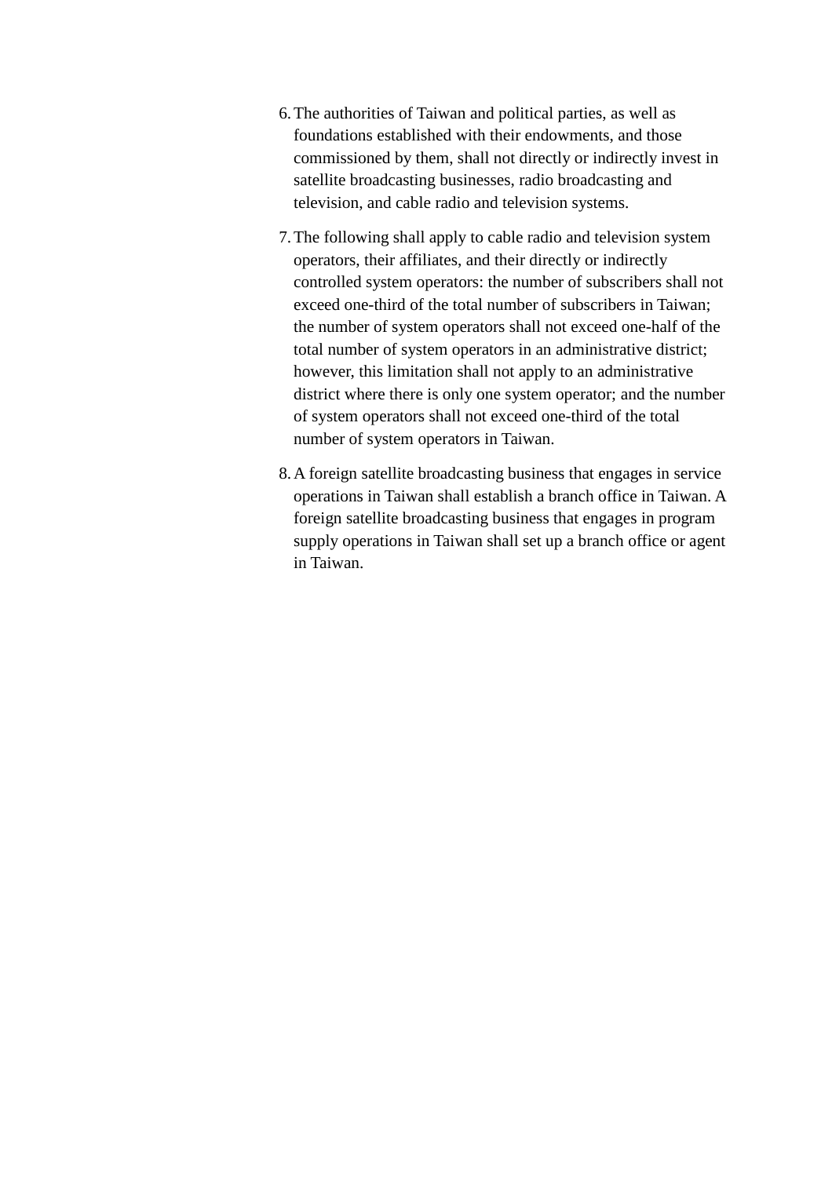6. The authorities of Taiwan and political parties, as well as foundations established with their endowments, and those commissioned by them, shall not directly or indirectly invest in satellite broadcasting businesses, radio broadcasting and television, and cable radio and television systems.

7. The following shall apply to cable radio and television system operators, their affiliates, and their directly or indirectly controlled system operators: the number of subscribers shall not exceed one-third of the total number of subscribers in Taiwan; the number of system operators shall not exceed one-half of the total number of system operators in an administrative district; however, this limitation shall not apply to an administrative district where there is only one system operator; and the number of system operators shall not exceed one-third of the total number of system operators in Taiwan.

8. A foreign satellite broadcasting business that engages in service operations in Taiwan shall establish a branch office in Taiwan. A foreign satellite broadcasting business that engages in program supply operations in Taiwan shall set up a branch office or agent in Taiwan.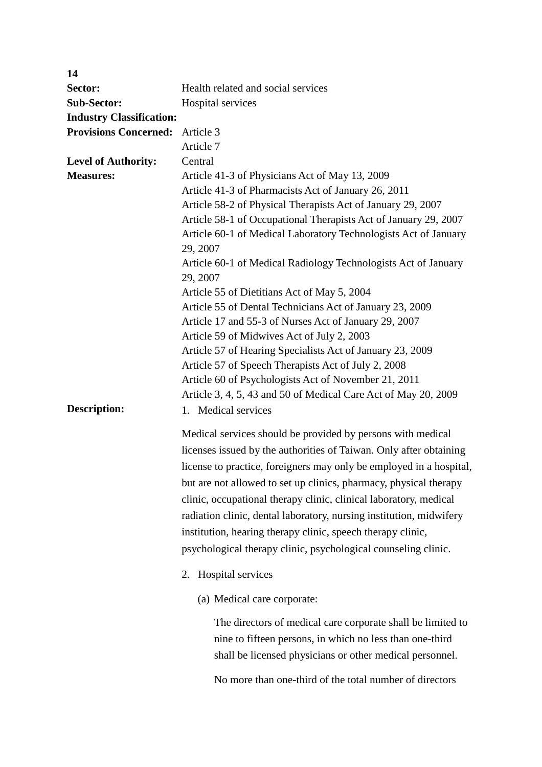**14**

| | |
|---|---|
| **Sector:** | Health related and social services |
| **Sub-Sector:** | Hospital services |
| **Industry Classification:** | |
| **Provisions Concerned:** | Article 3<br>Article 7 |
| **Level of Authority:** | Central |
| **Measures:** | Article 41-3 of Physicians Act of May 13, 2009<br>Article 41-3 of Pharmacists Act of January 26, 2011<br>Article 58-2 of Physical Therapists Act of January 29, 2007<br>Article 58-1 of Occupational Therapists Act of January 29, 2007<br>Article 60-1 of Medical Laboratory Technologists Act of January 29, 2007<br>Article 60-1 of Medical Radiology Technologists Act of January 29, 2007<br>Article 55 of Dietitians Act of May 5, 2004<br>Article 55 of Dental Technicians Act of January 23, 2009<br>Article 17 and 55-3 of Nurses Act of January 29, 2007<br>Article 59 of Midwives Act of July 2, 2003<br>Article 57 of Hearing Specialists Act of January 23, 2009<br>Article 57 of Speech Therapists Act of July 2, 2008<br>Article 60 of Psychologists Act of November 21, 2011<br>Article 3, 4, 5, 43 and 50 of Medical Care Act of May 20, 2009 |
| **Description:** | 1. Medical services |

Medical services should be provided by persons with medical licenses issued by the authorities of Taiwan. Only after obtaining license to practice, foreigners may only be employed in a hospital, but are not allowed to set up clinics, pharmacy, physical therapy clinic, occupational therapy clinic, clinical laboratory, medical radiation clinic, dental laboratory, nursing institution, midwifery institution, hearing therapy clinic, speech therapy clinic, psychological therapy clinic, psychological counseling clinic.

2. Hospital services

   (a) Medical care corporate:

   The directors of medical care corporate shall be limited to nine to fifteen persons, in which no less than one-third shall be licensed physicians or other medical personnel.

   No more than one-third of the total number of directors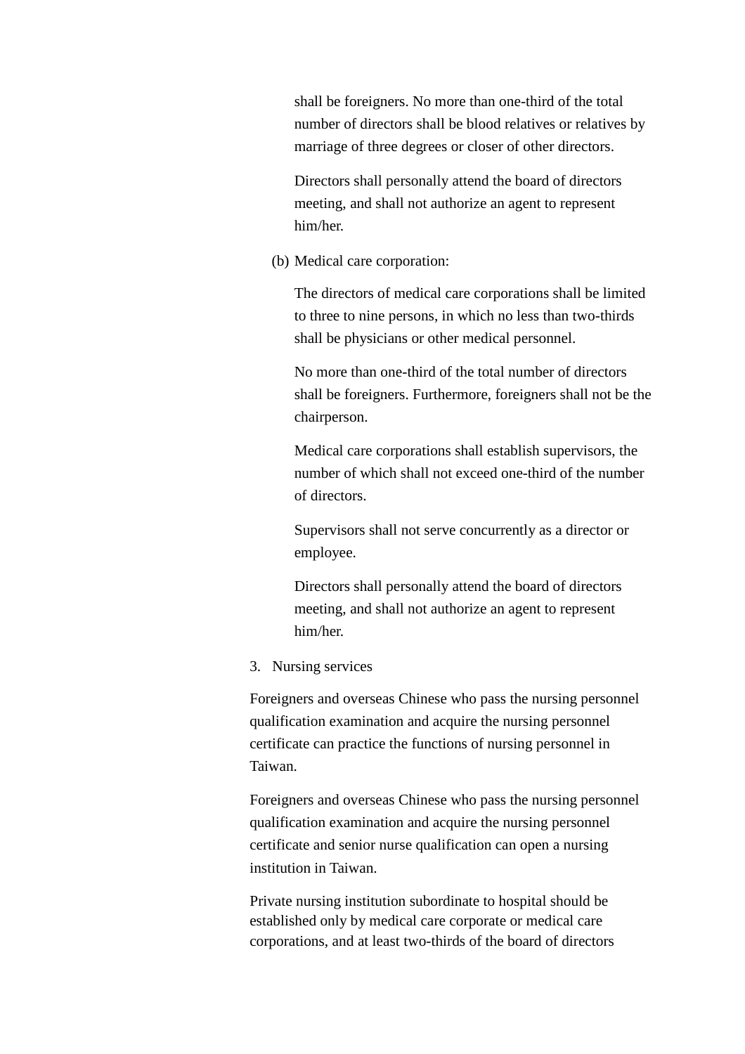shall be foreigners. No more than one-third of the total number of directors shall be blood relatives or relatives by marriage of three degrees or closer of other directors.

Directors shall personally attend the board of directors meeting, and shall not authorize an agent to represent him/her.

(b) Medical care corporation:

The directors of medical care corporations shall be limited to three to nine persons, in which no less than two-thirds shall be physicians or other medical personnel.

No more than one-third of the total number of directors shall be foreigners. Furthermore, foreigners shall not be the chairperson.

Medical care corporations shall establish supervisors, the number of which shall not exceed one-third of the number of directors.

Supervisors shall not serve concurrently as a director or employee.

Directors shall personally attend the board of directors meeting, and shall not authorize an agent to represent him/her.

3. Nursing services

Foreigners and overseas Chinese who pass the nursing personnel qualification examination and acquire the nursing personnel certificate can practice the functions of nursing personnel in Taiwan.

Foreigners and overseas Chinese who pass the nursing personnel qualification examination and acquire the nursing personnel certificate and senior nurse qualification can open a nursing institution in Taiwan.

Private nursing institution subordinate to hospital should be established only by medical care corporate or medical care corporations, and at least two-thirds of the board of directors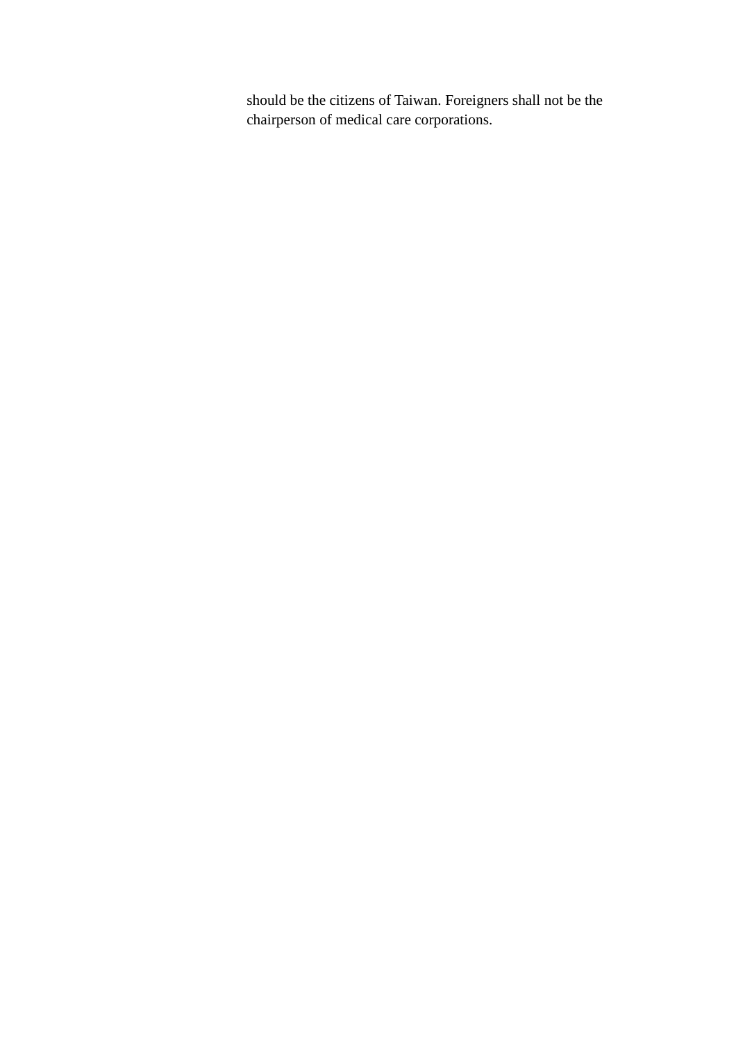should be the citizens of Taiwan. Foreigners shall not be the chairperson of medical care corporations.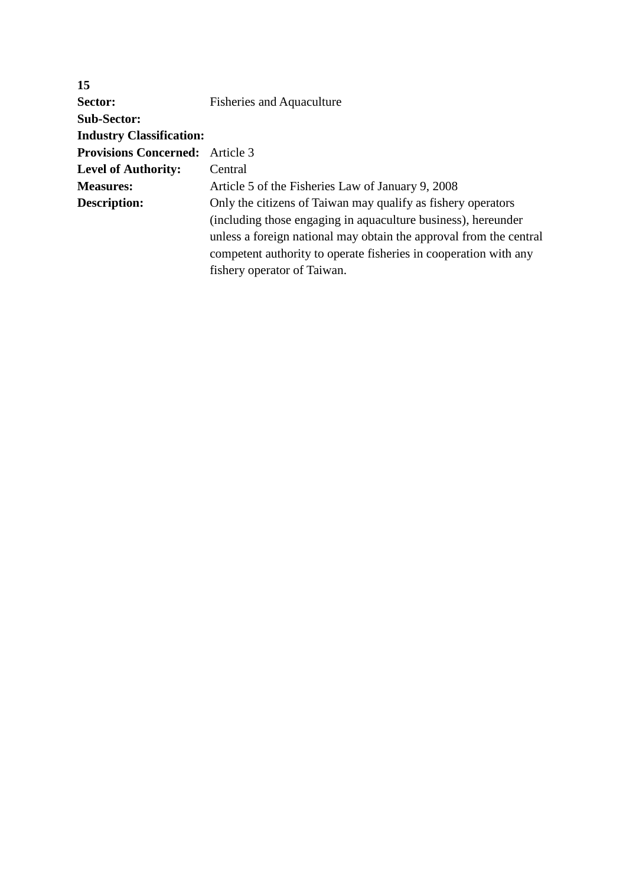**15**

**Sector:** Fisheries and Aquaculture

**Sub-Sector:**

**Industry Classification:**

**Provisions Concerned:** Article 3

**Level of Authority:** Central

**Measures:** Article 5 of the Fisheries Law of January 9, 2008

**Description:** Only the citizens of Taiwan may qualify as fishery operators (including those engaging in aquaculture business), hereunder unless a foreign national may obtain the approval from the central competent authority to operate fisheries in cooperation with any fishery operator of Taiwan.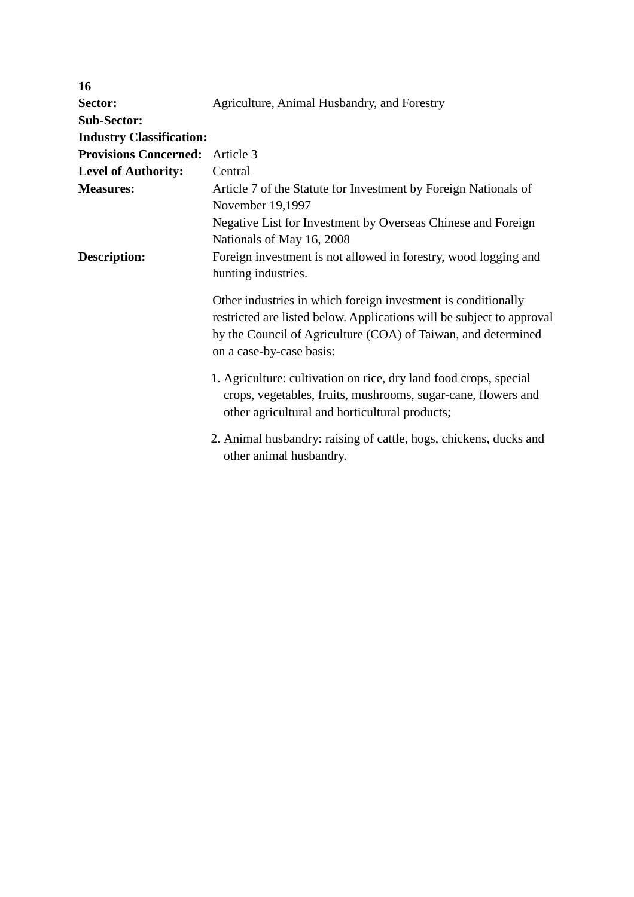**16**

| | |
|---|---|
| **Sector:** | Agriculture, Animal Husbandry, and Forestry |
| **Sub-Sector:** | |
| **Industry Classification:** | |
| **Provisions Concerned:** | Article 3 |
| **Level of Authority:** | Central |
| **Measures:** | Article 7 of the Statute for Investment by Foreign Nationals of November 19,1997<br>Negative List for Investment by Overseas Chinese and Foreign Nationals of May 16, 2008 |
| **Description:** | Foreign investment is not allowed in forestry, wood logging and hunting industries. |

Other industries in which foreign investment is conditionally restricted are listed below. Applications will be subject to approval by the Council of Agriculture (COA) of Taiwan, and determined on a case-by-case basis:

1. Agriculture: cultivation on rice, dry land food crops, special crops, vegetables, fruits, mushrooms, sugar-cane, flowers and other agricultural and horticultural products;
2. Animal husbandry: raising of cattle, hogs, chickens, ducks and other animal husbandry.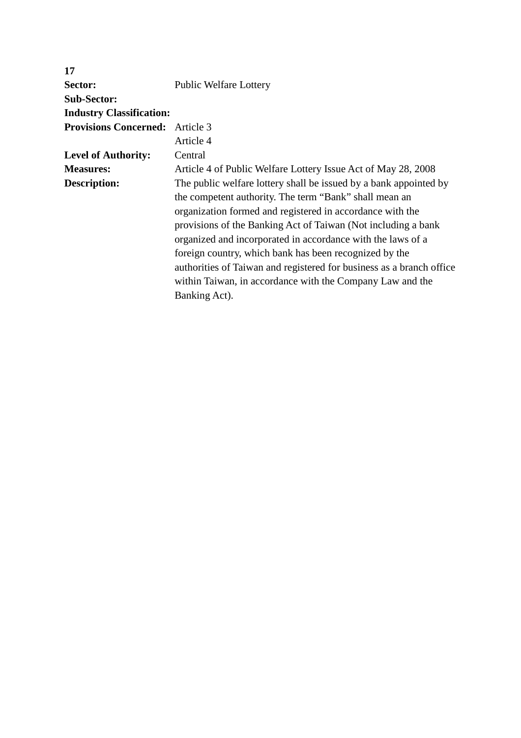**17**

| | |
|---|---|
| **Sector:** | Public Welfare Lottery |
| **Sub-Sector:** | |
| **Industry Classification:** | |
| **Provisions Concerned:** | Article 3<br>Article 4 |
| **Level of Authority:** | Central |
| **Measures:** | Article 4 of Public Welfare Lottery Issue Act of May 28, 2008 |
| **Description:** | The public welfare lottery shall be issued by a bank appointed by the competent authority. The term “Bank” shall mean an organization formed and registered in accordance with the provisions of the Banking Act of Taiwan (Not including a bank organized and incorporated in accordance with the laws of a foreign country, which bank has been recognized by the authorities of Taiwan and registered for business as a branch office within Taiwan, in accordance with the Company Law and the Banking Act). |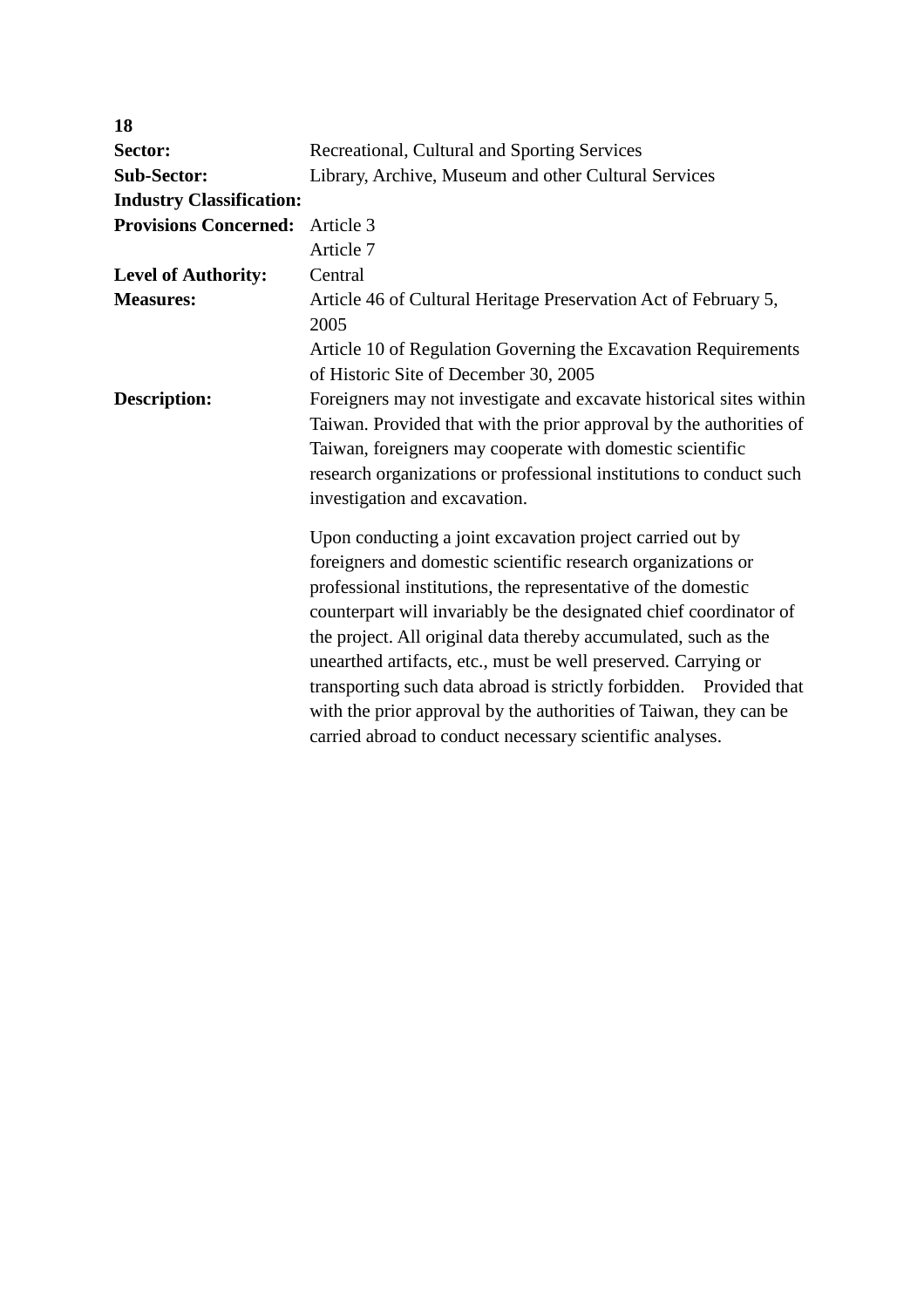**18**

| | |
|---|---|
| **Sector:** | Recreational, Cultural and Sporting Services |
| **Sub-Sector:** | Library, Archive, Museum and other Cultural Services |
| **Industry Classification:** | |
| **Provisions Concerned:** | Article 3<br>Article 7 |
| **Level of Authority:** | Central |
| **Measures:** | Article 46 of Cultural Heritage Preservation Act of February 5, 2005<br>Article 10 of Regulation Governing the Excavation Requirements of Historic Site of December 30, 2005 |
| **Description:** | Foreigners may not investigate and excavate historical sites within Taiwan. Provided that with the prior approval by the authorities of Taiwan, foreigners may cooperate with domestic scientific research organizations or professional institutions to conduct such investigation and excavation.<br><br>Upon conducting a joint excavation project carried out by foreigners and domestic scientific research organizations or professional institutions, the representative of the domestic counterpart will invariably be the designated chief coordinator of the project. All original data thereby accumulated, such as the unearthed artifacts, etc., must be well preserved. Carrying or transporting such data abroad is strictly forbidden. Provided that with the prior approval by the authorities of Taiwan, they can be carried abroad to conduct necessary scientific analyses. |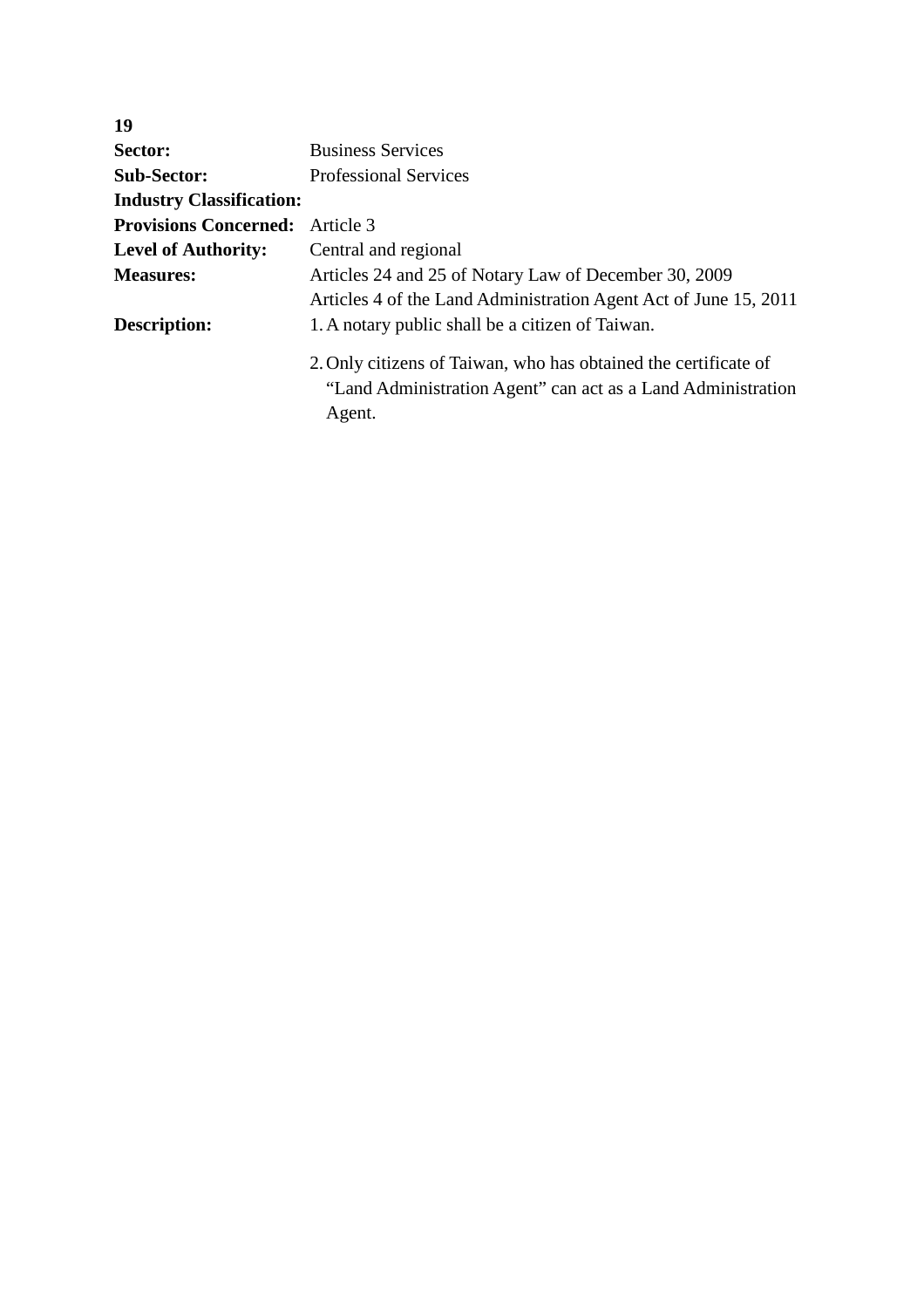**19**

| | |
|---|---|
| **Sector:** | Business Services |
| **Sub-Sector:** | Professional Services |
| **Industry Classification:** | |
| **Provisions Concerned:** | Article 3 |
| **Level of Authority:** | Central and regional |
| **Measures:** | Articles 24 and 25 of Notary Law of December 30, 2009<br>Articles 4 of the Land Administration Agent Act of June 15, 2011 |
| **Description:** | 1. A notary public shall be a citizen of Taiwan.<br>2. Only citizens of Taiwan, who has obtained the certificate of “Land Administration Agent” can act as a Land Administration Agent. |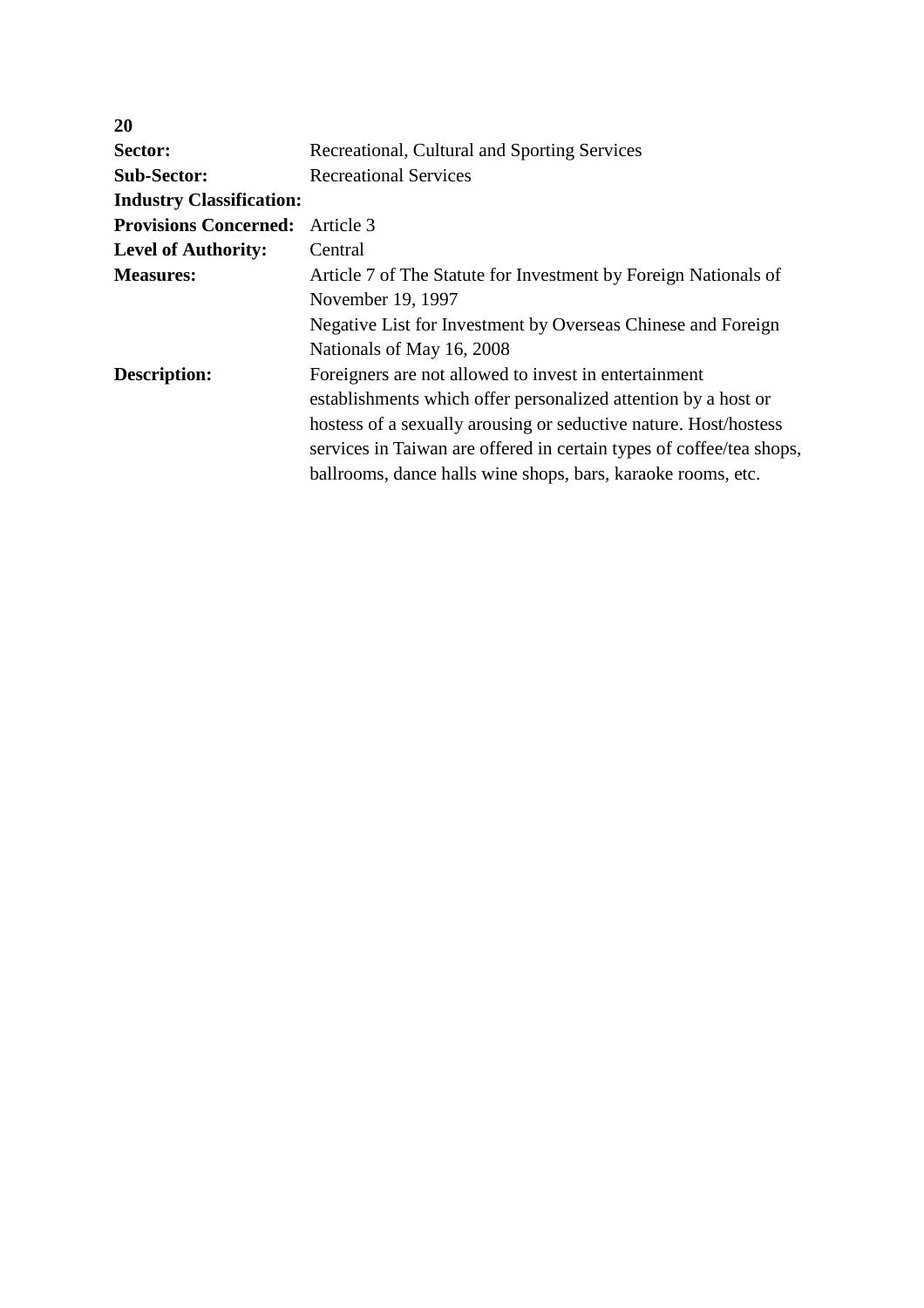**20**

| | |
|---|---|
| **Sector:** | Recreational, Cultural and Sporting Services |
| **Sub-Sector:** | Recreational Services |
| **Industry Classification:** | |
| **Provisions Concerned:** | Article 3 |
| **Level of Authority:** | Central |
| **Measures:** | Article 7 of The Statute for Investment by Foreign Nationals of November 19, 1997<br>Negative List for Investment by Overseas Chinese and Foreign Nationals of May 16, 2008 |
| **Description:** | Foreigners are not allowed to invest in entertainment establishments which offer personalized attention by a host or hostess of a sexually arousing or seductive nature. Host/hostess services in Taiwan are offered in certain types of coffee/tea shops, ballrooms, dance halls wine shops, bars, karaoke rooms, etc. |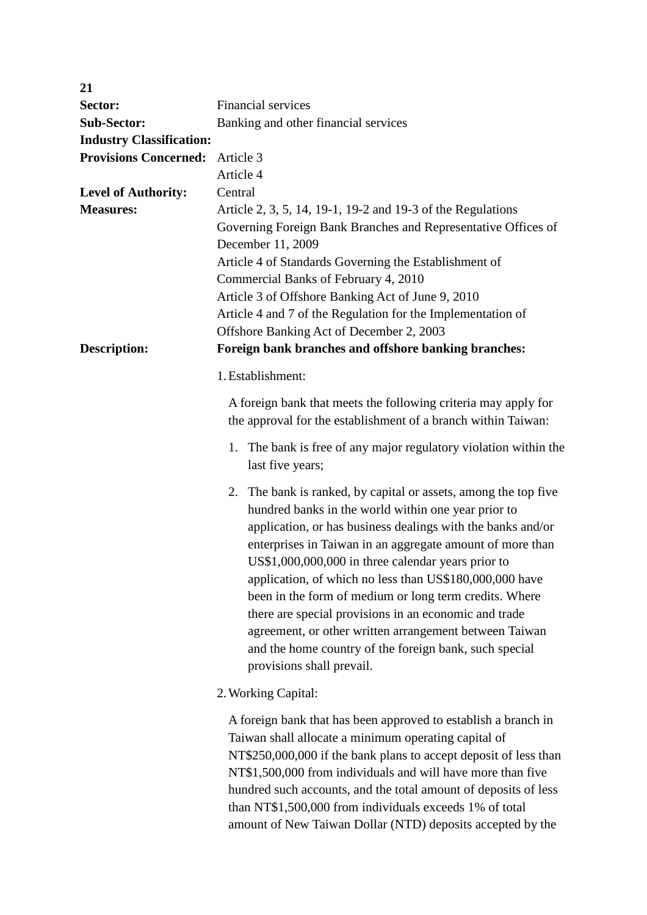**21**

**Sector:** Financial services

**Sub-Sector:** Banking and other financial services

**Industry Classification:**

**Provisions Concerned:** Article 3
Article 4

**Level of Authority:** Central

**Measures:** Article 2, 3, 5, 14, 19-1, 19-2 and 19-3 of the Regulations Governing Foreign Bank Branches and Representative Offices of December 11, 2009
Article 4 of Standards Governing the Establishment of Commercial Banks of February 4, 2010
Article 3 of Offshore Banking Act of June 9, 2010
Article 4 and 7 of the Regulation for the Implementation of Offshore Banking Act of December 2, 2003

**Description:** **Foreign bank branches and offshore banking branches:**

1. Establishment:

   A foreign bank that meets the following criteria may apply for the approval for the establishment of a branch within Taiwan:

   1. The bank is free of any major regulatory violation within the last five years;

   2. The bank is ranked, by capital or assets, among the top five hundred banks in the world within one year prior to application, or has business dealings with the banks and/or enterprises in Taiwan in an aggregate amount of more than US$1,000,000,000 in three calendar years prior to application, of which no less than US$180,000,000 have been in the form of medium or long term credits. Where there are special provisions in an economic and trade agreement, or other written arrangement between Taiwan and the home country of the foreign bank, such special provisions shall prevail.

2. Working Capital:

   A foreign bank that has been approved to establish a branch in Taiwan shall allocate a minimum operating capital of NT$250,000,000 if the bank plans to accept deposit of less than NT$1,500,000 from individuals and will have more than five hundred such accounts, and the total amount of deposits of less than NT$1,500,000 from individuals exceeds 1% of total amount of New Taiwan Dollar (NTD) deposits accepted by the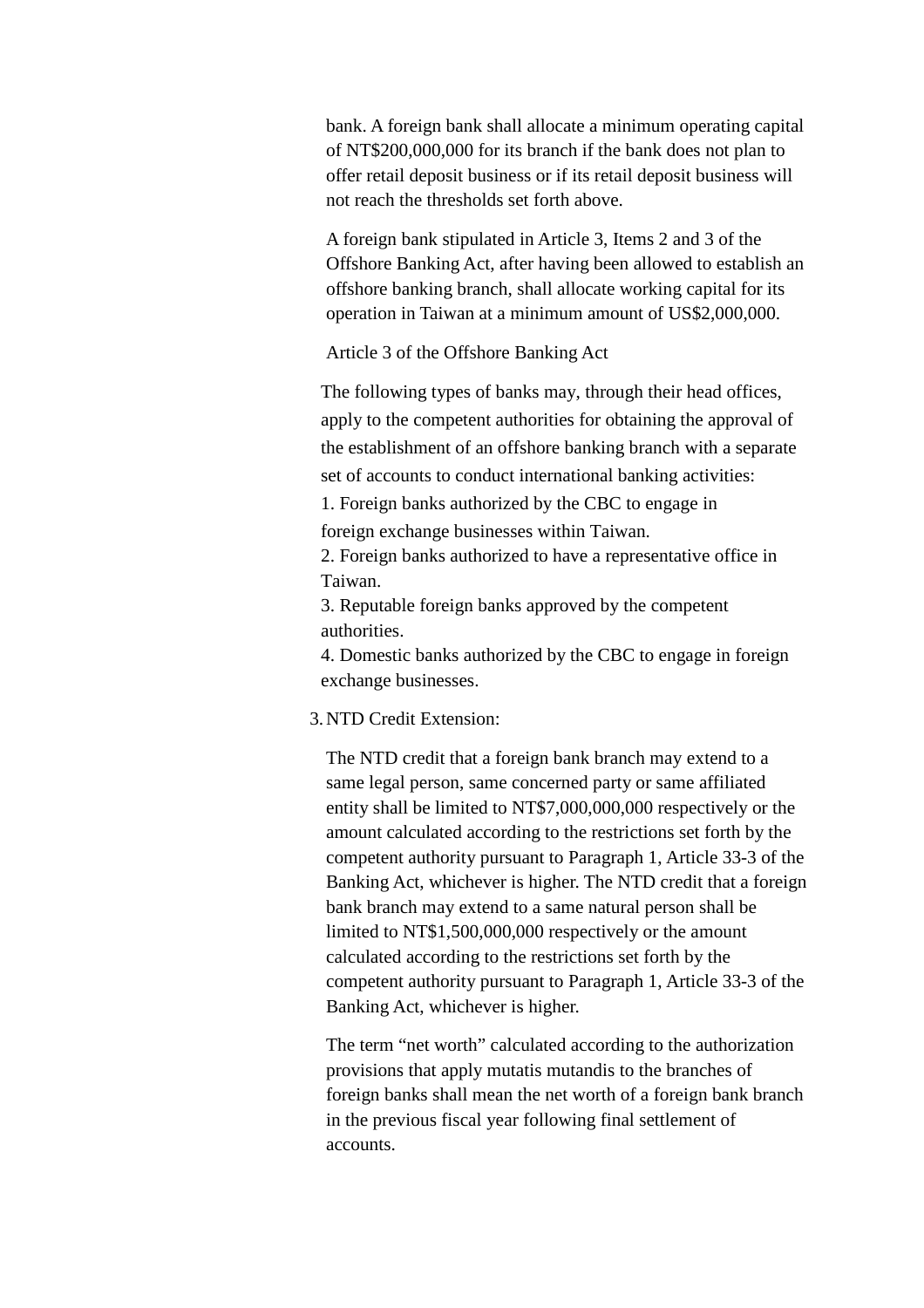bank. A foreign bank shall allocate a minimum operating capital of NT$200,000,000 for its branch if the bank does not plan to offer retail deposit business or if its retail deposit business will not reach the thresholds set forth above.

A foreign bank stipulated in Article 3, Items 2 and 3 of the Offshore Banking Act, after having been allowed to establish an offshore banking branch, shall allocate working capital for its operation in Taiwan at a minimum amount of US$2,000,000.

Article 3 of the Offshore Banking Act

The following types of banks may, through their head offices, apply to the competent authorities for obtaining the approval of the establishment of an offshore banking branch with a separate set of accounts to conduct international banking activities:
1. Foreign banks authorized by the CBC to engage in foreign exchange businesses within Taiwan.
2. Foreign banks authorized to have a representative office in Taiwan.
3. Reputable foreign banks approved by the competent authorities.
4. Domestic banks authorized by the CBC to engage in foreign exchange businesses.

3. NTD Credit Extension:

The NTD credit that a foreign bank branch may extend to a same legal person, same concerned party or same affiliated entity shall be limited to NT$7,000,000,000 respectively or the amount calculated according to the restrictions set forth by the competent authority pursuant to Paragraph 1, Article 33-3 of the Banking Act, whichever is higher. The NTD credit that a foreign bank branch may extend to a same natural person shall be limited to NT$1,500,000,000 respectively or the amount calculated according to the restrictions set forth by the competent authority pursuant to Paragraph 1, Article 33-3 of the Banking Act, whichever is higher.

The term "net worth" calculated according to the authorization provisions that apply mutatis mutandis to the branches of foreign banks shall mean the net worth of a foreign bank branch in the previous fiscal year following final settlement of accounts.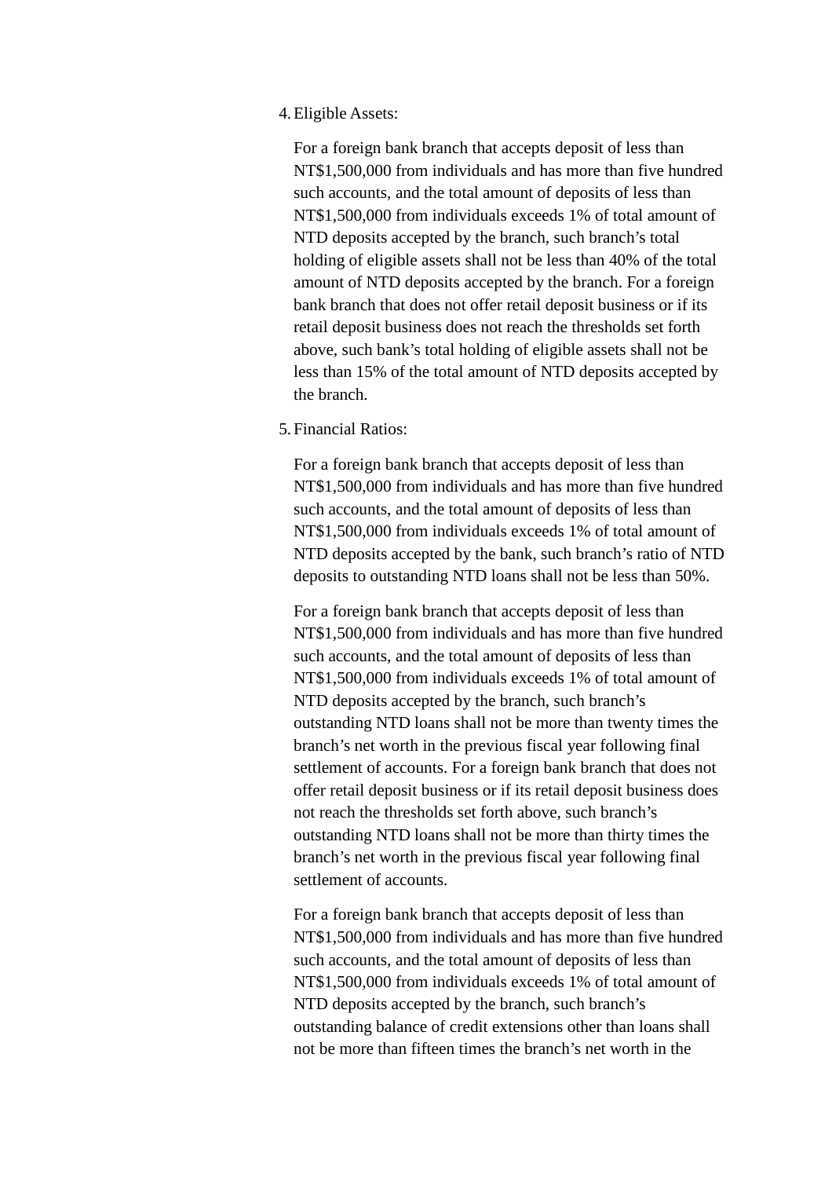4. Eligible Assets:

   For a foreign bank branch that accepts deposit of less than NT$1,500,000 from individuals and has more than five hundred such accounts, and the total amount of deposits of less than NT$1,500,000 from individuals exceeds 1% of total amount of NTD deposits accepted by the branch, such branch's total holding of eligible assets shall not be less than 40% of the total amount of NTD deposits accepted by the branch. For a foreign bank branch that does not offer retail deposit business or if its retail deposit business does not reach the thresholds set forth above, such bank's total holding of eligible assets shall not be less than 15% of the total amount of NTD deposits accepted by the branch.

5. Financial Ratios:

   For a foreign bank branch that accepts deposit of less than NT$1,500,000 from individuals and has more than five hundred such accounts, and the total amount of deposits of less than NT$1,500,000 from individuals exceeds 1% of total amount of NTD deposits accepted by the bank, such branch's ratio of NTD deposits to outstanding NTD loans shall not be less than 50%.

   For a foreign bank branch that accepts deposit of less than NT$1,500,000 from individuals and has more than five hundred such accounts, and the total amount of deposits of less than NT$1,500,000 from individuals exceeds 1% of total amount of NTD deposits accepted by the branch, such branch's outstanding NTD loans shall not be more than twenty times the branch's net worth in the previous fiscal year following final settlement of accounts. For a foreign bank branch that does not offer retail deposit business or if its retail deposit business does not reach the thresholds set forth above, such branch's outstanding NTD loans shall not be more than thirty times the branch's net worth in the previous fiscal year following final settlement of accounts.

   For a foreign bank branch that accepts deposit of less than NT$1,500,000 from individuals and has more than five hundred such accounts, and the total amount of deposits of less than NT$1,500,000 from individuals exceeds 1% of total amount of NTD deposits accepted by the branch, such branch's outstanding balance of credit extensions other than loans shall not be more than fifteen times the branch's net worth in the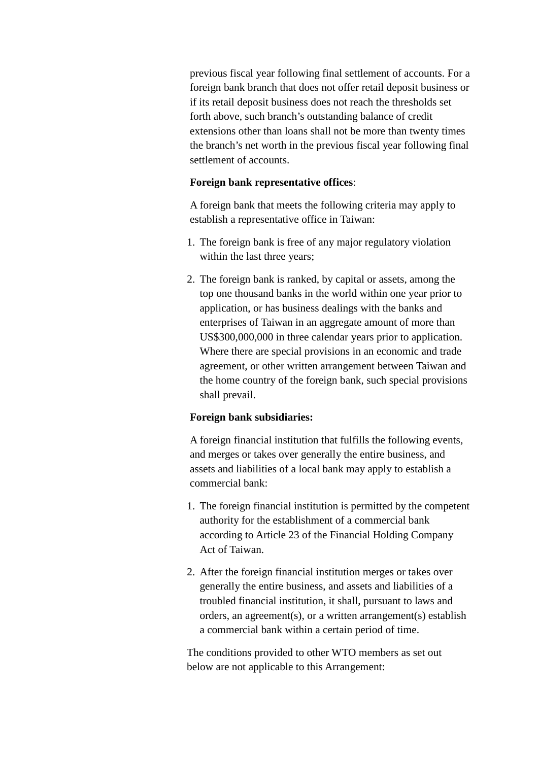previous fiscal year following final settlement of accounts. For a foreign bank branch that does not offer retail deposit business or if its retail deposit business does not reach the thresholds set forth above, such branch's outstanding balance of credit extensions other than loans shall not be more than twenty times the branch's net worth in the previous fiscal year following final settlement of accounts.

**Foreign bank representative offices**:

A foreign bank that meets the following criteria may apply to establish a representative office in Taiwan:

1. The foreign bank is free of any major regulatory violation within the last three years;
2. The foreign bank is ranked, by capital or assets, among the top one thousand banks in the world within one year prior to application, or has business dealings with the banks and enterprises of Taiwan in an aggregate amount of more than US$300,000,000 in three calendar years prior to application. Where there are special provisions in an economic and trade agreement, or other written arrangement between Taiwan and the home country of the foreign bank, such special provisions shall prevail.

**Foreign bank subsidiaries:**

A foreign financial institution that fulfills the following events, and merges or takes over generally the entire business, and assets and liabilities of a local bank may apply to establish a commercial bank:

1. The foreign financial institution is permitted by the competent authority for the establishment of a commercial bank according to Article 23 of the Financial Holding Company Act of Taiwan.
2. After the foreign financial institution merges or takes over generally the entire business, and assets and liabilities of a troubled financial institution, it shall, pursuant to laws and orders, an agreement(s), or a written arrangement(s) establish a commercial bank within a certain period of time.

The conditions provided to other WTO members as set out below are not applicable to this Arrangement: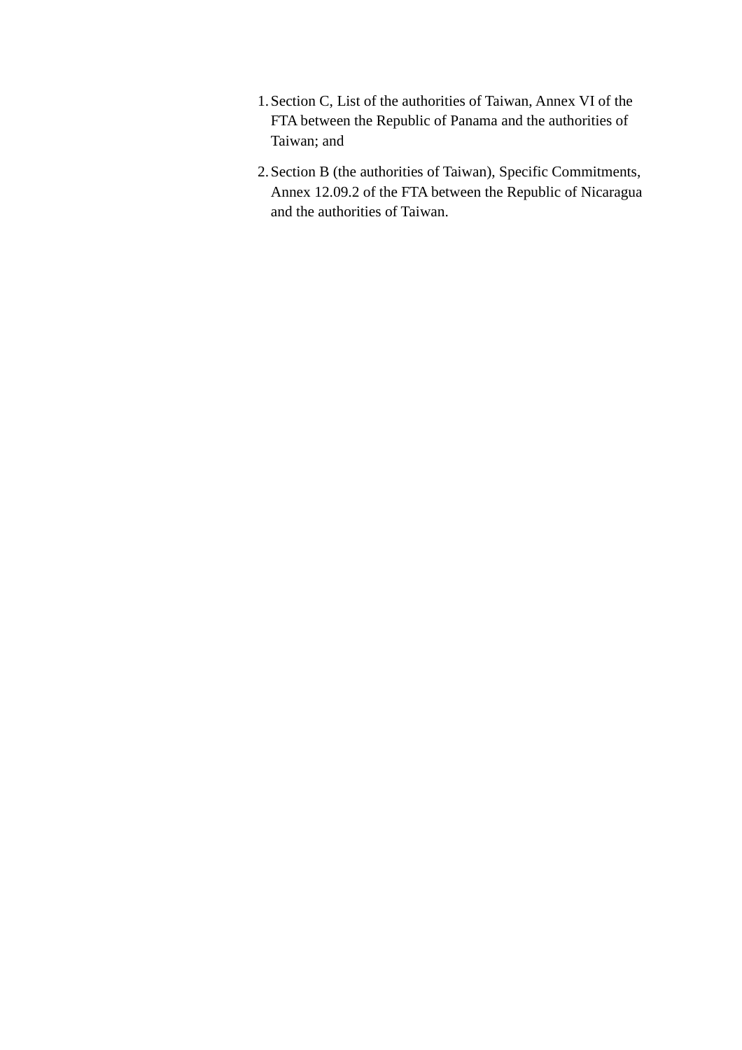1. Section C, List of the authorities of Taiwan, Annex VI of the FTA between the Republic of Panama and the authorities of Taiwan; and
2. Section B (the authorities of Taiwan), Specific Commitments, Annex 12.09.2 of the FTA between the Republic of Nicaragua and the authorities of Taiwan.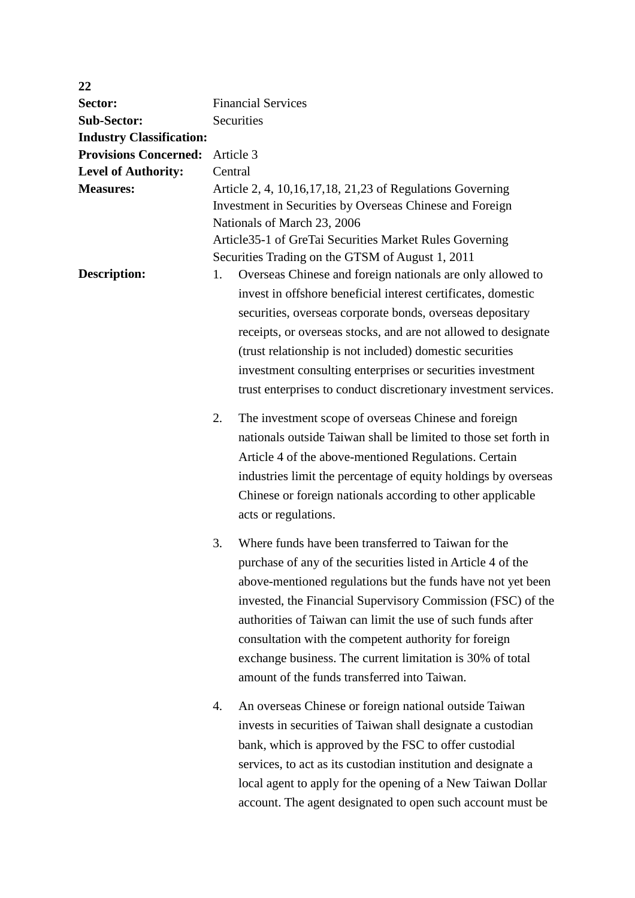**22**

| | |
|---|---|
| **Sector:** | Financial Services |
| **Sub-Sector:** | Securities |
| **Industry Classification:** | |
| **Provisions Concerned:** | Article 3 |
| **Level of Authority:** | Central |
| **Measures:** | Article 2, 4, 10,16,17,18, 21,23 of Regulations Governing Investment in Securities by Overseas Chinese and Foreign Nationals of March 23, 2006<br>Article35-1 of GreTai Securities Market Rules Governing Securities Trading on the GTSM of August 1, 2011 |

**Description:**

1. Overseas Chinese and foreign nationals are only allowed to invest in offshore beneficial interest certificates, domestic securities, overseas corporate bonds, overseas depositary receipts, or overseas stocks, and are not allowed to designate (trust relationship is not included) domestic securities investment consulting enterprises or securities investment trust enterprises to conduct discretionary investment services.

2. The investment scope of overseas Chinese and foreign nationals outside Taiwan shall be limited to those set forth in Article 4 of the above-mentioned Regulations. Certain industries limit the percentage of equity holdings by overseas Chinese or foreign nationals according to other applicable acts or regulations.

3. Where funds have been transferred to Taiwan for the purchase of any of the securities listed in Article 4 of the above-mentioned regulations but the funds have not yet been invested, the Financial Supervisory Commission (FSC) of the authorities of Taiwan can limit the use of such funds after consultation with the competent authority for foreign exchange business. The current limitation is 30% of total amount of the funds transferred into Taiwan.

4. An overseas Chinese or foreign national outside Taiwan invests in securities of Taiwan shall designate a custodian bank, which is approved by the FSC to offer custodial services, to act as its custodian institution and designate a local agent to apply for the opening of a New Taiwan Dollar account. The agent designated to open such account must be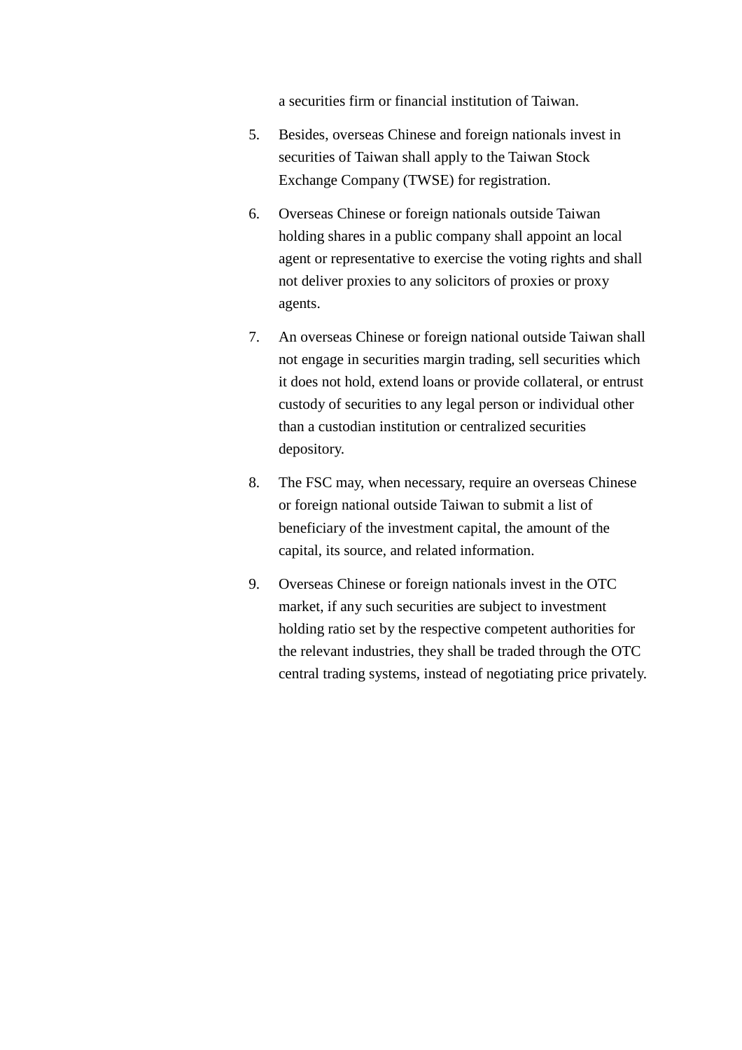a securities firm or financial institution of Taiwan.

5. Besides, overseas Chinese and foreign nationals invest in securities of Taiwan shall apply to the Taiwan Stock Exchange Company (TWSE) for registration.

6. Overseas Chinese or foreign nationals outside Taiwan holding shares in a public company shall appoint an local agent or representative to exercise the voting rights and shall not deliver proxies to any solicitors of proxies or proxy agents.

7. An overseas Chinese or foreign national outside Taiwan shall not engage in securities margin trading, sell securities which it does not hold, extend loans or provide collateral, or entrust custody of securities to any legal person or individual other than a custodian institution or centralized securities depository.

8. The FSC may, when necessary, require an overseas Chinese or foreign national outside Taiwan to submit a list of beneficiary of the investment capital, the amount of the capital, its source, and related information.

9. Overseas Chinese or foreign nationals invest in the OTC market, if any such securities are subject to investment holding ratio set by the respective competent authorities for the relevant industries, they shall be traded through the OTC central trading systems, instead of negotiating price privately.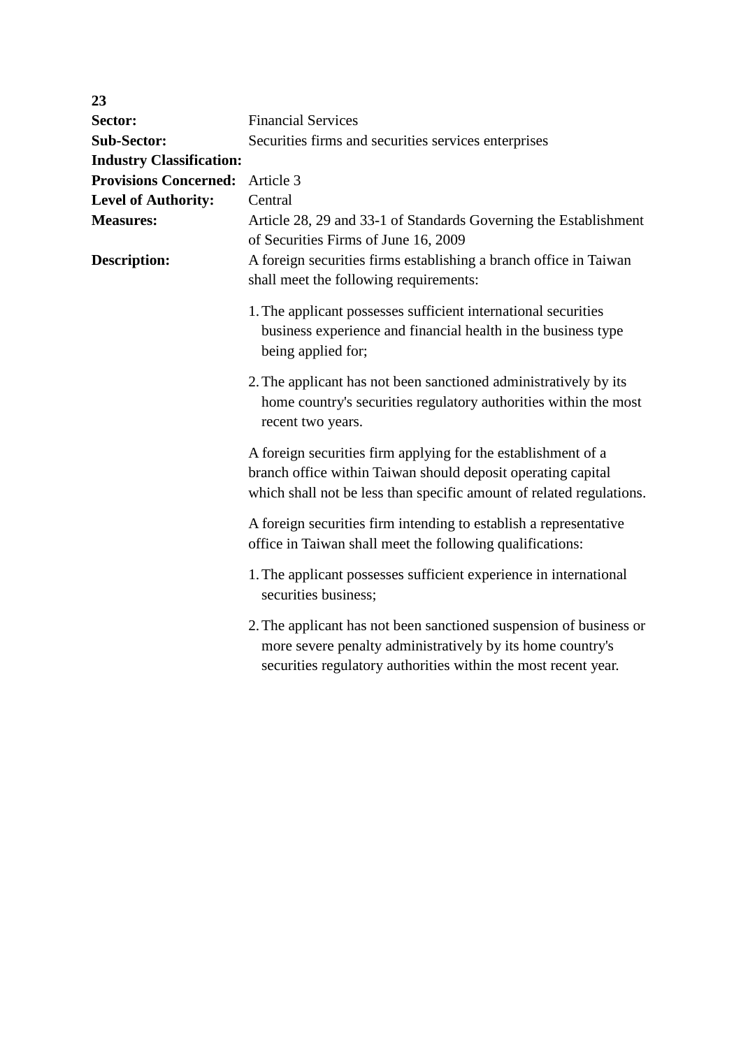**23**

| | |
|---|---|
| **Sector:** | Financial Services |
| **Sub-Sector:** | Securities firms and securities services enterprises |
| **Industry Classification:** | |
| **Provisions Concerned:** | Article 3 |
| **Level of Authority:** | Central |
| **Measures:** | Article 28, 29 and 33-1 of Standards Governing the Establishment of Securities Firms of June 16, 2009 |
| **Description:** | A foreign securities firms establishing a branch office in Taiwan shall meet the following requirements: |

1. The applicant possesses sufficient international securities business experience and financial health in the business type being applied for;
2. The applicant has not been sanctioned administratively by its home country's securities regulatory authorities within the most recent two years.

A foreign securities firm applying for the establishment of a branch office within Taiwan should deposit operating capital which shall not be less than specific amount of related regulations.

A foreign securities firm intending to establish a representative office in Taiwan shall meet the following qualifications:

1. The applicant possesses sufficient experience in international securities business;
2. The applicant has not been sanctioned suspension of business or more severe penalty administratively by its home country's securities regulatory authorities within the most recent year.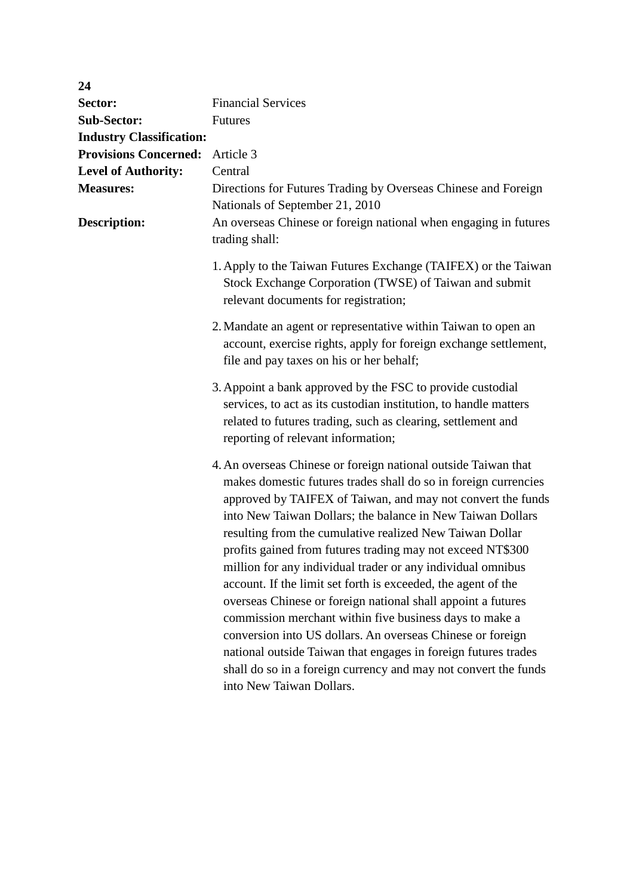**24**

**Sector:** Financial Services

**Sub-Sector:** Futures

**Industry Classification:**

**Provisions Concerned:** Article 3

**Level of Authority:** Central

**Measures:** Directions for Futures Trading by Overseas Chinese and Foreign Nationals of September 21, 2010

**Description:** An overseas Chinese or foreign national when engaging in futures trading shall:

1. Apply to the Taiwan Futures Exchange (TAIFEX) or the Taiwan Stock Exchange Corporation (TWSE) of Taiwan and submit relevant documents for registration;

2. Mandate an agent or representative within Taiwan to open an account, exercise rights, apply for foreign exchange settlement, file and pay taxes on his or her behalf;

3. Appoint a bank approved by the FSC to provide custodial services, to act as its custodian institution, to handle matters related to futures trading, such as clearing, settlement and reporting of relevant information;

4. An overseas Chinese or foreign national outside Taiwan that makes domestic futures trades shall do so in foreign currencies approved by TAIFEX of Taiwan, and may not convert the funds into New Taiwan Dollars; the balance in New Taiwan Dollars resulting from the cumulative realized New Taiwan Dollar profits gained from futures trading may not exceed NT$300 million for any individual trader or any individual omnibus account. If the limit set forth is exceeded, the agent of the overseas Chinese or foreign national shall appoint a futures commission merchant within five business days to make a conversion into US dollars. An overseas Chinese or foreign national outside Taiwan that engages in foreign futures trades shall do so in a foreign currency and may not convert the funds into New Taiwan Dollars.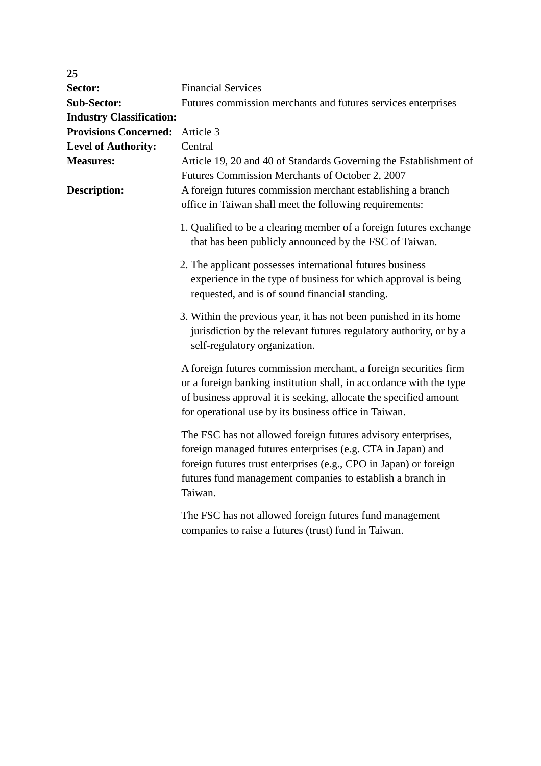**25**

| | |
|---|---|
| **Sector:** | Financial Services |
| **Sub-Sector:** | Futures commission merchants and futures services enterprises |
| **Industry Classification:** | |
| **Provisions Concerned:** | Article 3 |
| **Level of Authority:** | Central |
| **Measures:** | Article 19, 20 and 40 of Standards Governing the Establishment of Futures Commission Merchants of October 2, 2007 |
| **Description:** | A foreign futures commission merchant establishing a branch office in Taiwan shall meet the following requirements: |

1. Qualified to be a clearing member of a foreign futures exchange that has been publicly announced by the FSC of Taiwan.
2. The applicant possesses international futures business experience in the type of business for which approval is being requested, and is of sound financial standing.
3. Within the previous year, it has not been punished in its home jurisdiction by the relevant futures regulatory authority, or by a self-regulatory organization.

A foreign futures commission merchant, a foreign securities firm or a foreign banking institution shall, in accordance with the type of business approval it is seeking, allocate the specified amount for operational use by its business office in Taiwan.

The FSC has not allowed foreign futures advisory enterprises, foreign managed futures enterprises (e.g. CTA in Japan) and foreign futures trust enterprises (e.g., CPO in Japan) or foreign futures fund management companies to establish a branch in Taiwan.

The FSC has not allowed foreign futures fund management companies to raise a futures (trust) fund in Taiwan.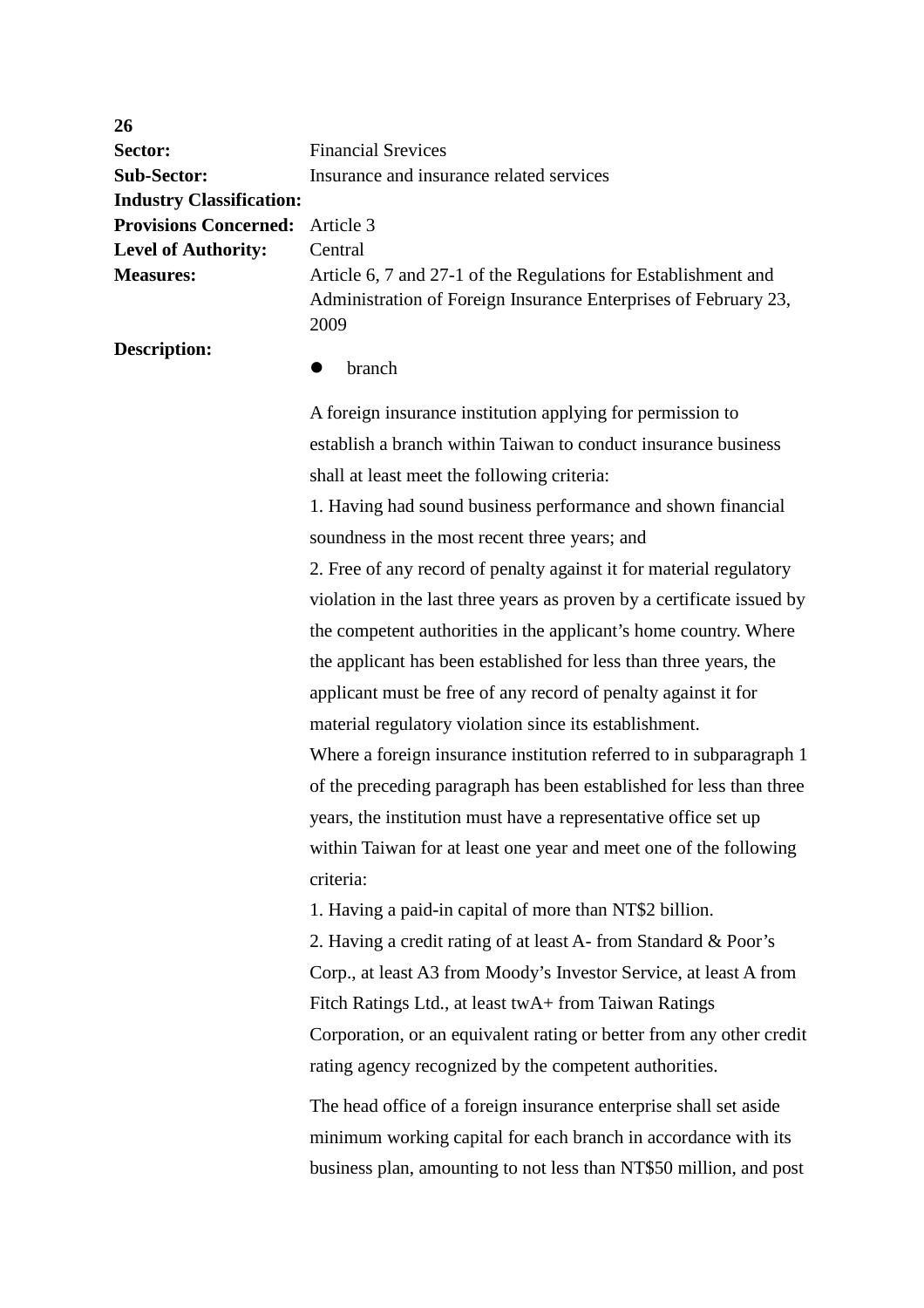**26**

| | |
|---|---|
| **Sector:** | Financial Srevices |
| **Sub-Sector:** | Insurance and insurance related services |
| **Industry Classification:** | |
| **Provisions Concerned:** | Article 3 |
| **Level of Authority:** | Central |
| **Measures:** | Article 6, 7 and 27-1 of the Regulations for Establishment and Administration of Foreign Insurance Enterprises of February 23, 2009 |
| **Description:** | |

- branch

A foreign insurance institution applying for permission to establish a branch within Taiwan to conduct insurance business shall at least meet the following criteria:

1. Having had sound business performance and shown financial soundness in the most recent three years; and
2. Free of any record of penalty against it for material regulatory violation in the last three years as proven by a certificate issued by the competent authorities in the applicant's home country. Where the applicant has been established for less than three years, the applicant must be free of any record of penalty against it for material regulatory violation since its establishment.

Where a foreign insurance institution referred to in subparagraph 1 of the preceding paragraph has been established for less than three years, the institution must have a representative office set up within Taiwan for at least one year and meet one of the following criteria:

1. Having a paid-in capital of more than NT$2 billion.
2. Having a credit rating of at least A- from Standard & Poor's Corp., at least A3 from Moody's Investor Service, at least A from Fitch Ratings Ltd., at least twA+ from Taiwan Ratings Corporation, or an equivalent rating or better from any other credit rating agency recognized by the competent authorities.

The head office of a foreign insurance enterprise shall set aside minimum working capital for each branch in accordance with its business plan, amounting to not less than NT$50 million, and post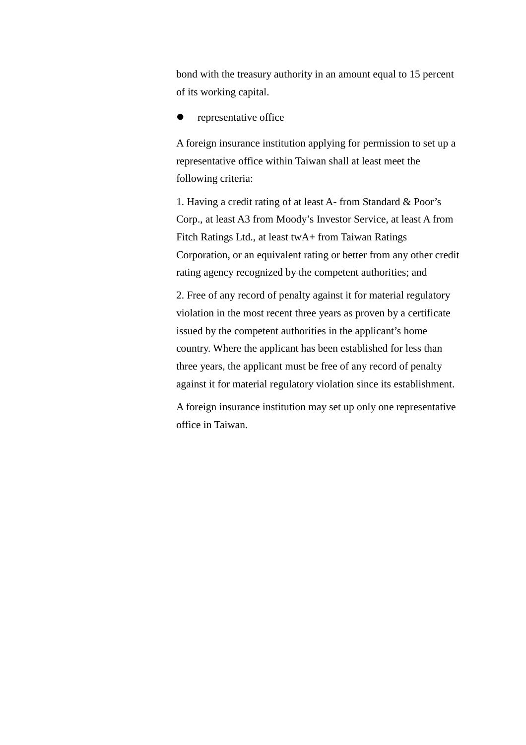bond with the treasury authority in an amount equal to 15 percent of its working capital.

- representative office

A foreign insurance institution applying for permission to set up a representative office within Taiwan shall at least meet the following criteria:

1. Having a credit rating of at least A- from Standard & Poor's Corp., at least A3 from Moody's Investor Service, at least A from Fitch Ratings Ltd., at least twA+ from Taiwan Ratings Corporation, or an equivalent rating or better from any other credit rating agency recognized by the competent authorities; and

2. Free of any record of penalty against it for material regulatory violation in the most recent three years as proven by a certificate issued by the competent authorities in the applicant's home country. Where the applicant has been established for less than three years, the applicant must be free of any record of penalty against it for material regulatory violation since its establishment.

A foreign insurance institution may set up only one representative office in Taiwan.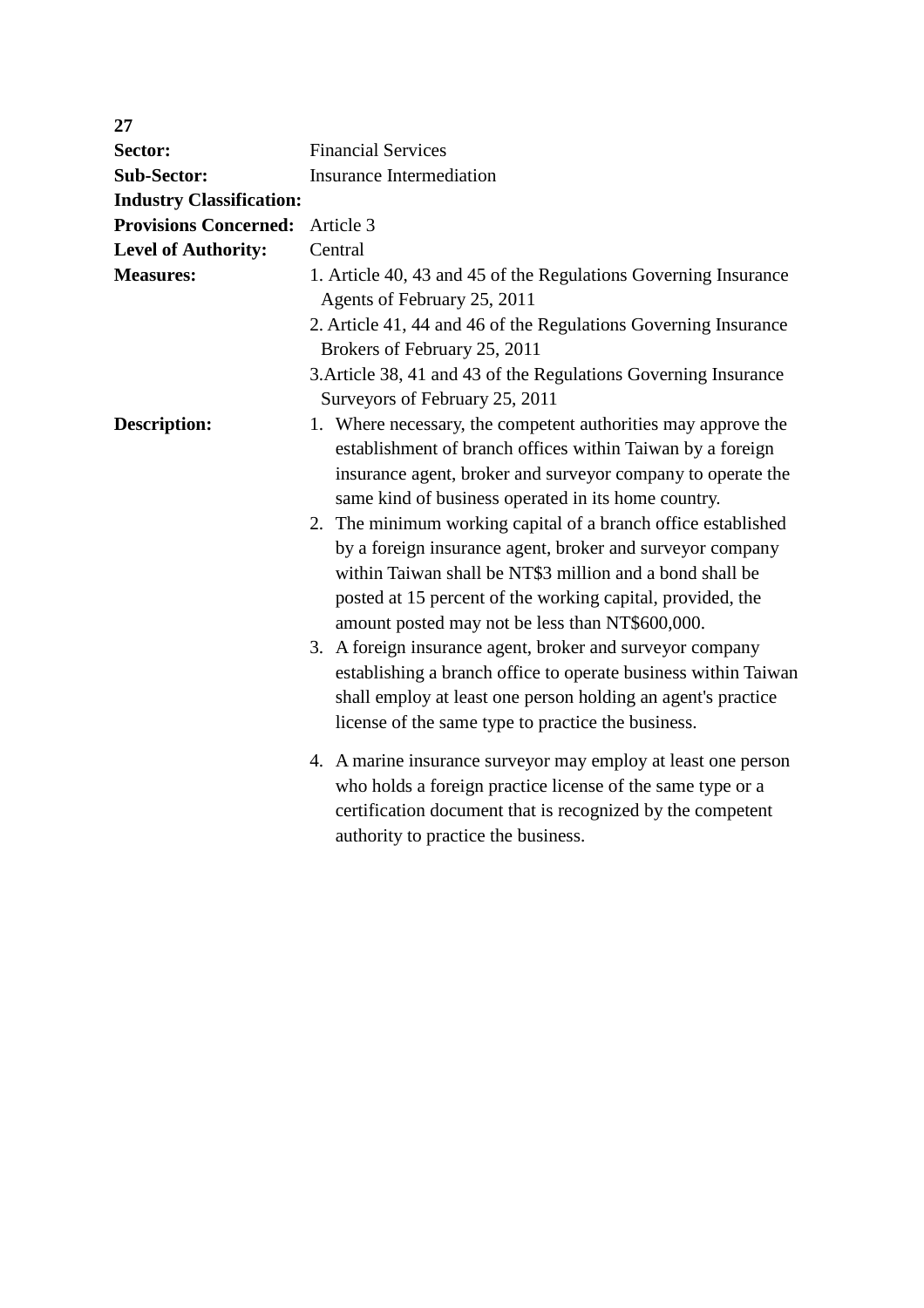**27**

| | |
|---|---|
| **Sector:** | Financial Services |
| **Sub-Sector:** | Insurance Intermediation |
| **Industry Classification:** | |
| **Provisions Concerned:** | Article 3 |
| **Level of Authority:** | Central |
| **Measures:** | 1. Article 40, 43 and 45 of the Regulations Governing Insurance Agents of February 25, 2011<br>2. Article 41, 44 and 46 of the Regulations Governing Insurance Brokers of February 25, 2011<br>3.Article 38, 41 and 43 of the Regulations Governing Insurance Surveyors of February 25, 2011 |
| **Description:** | 1. Where necessary, the competent authorities may approve the establishment of branch offices within Taiwan by a foreign insurance agent, broker and surveyor company to operate the same kind of business operated in its home country.<br>2. The minimum working capital of a branch office established by a foreign insurance agent, broker and surveyor company within Taiwan shall be NT$3 million and a bond shall be posted at 15 percent of the working capital, provided, the amount posted may not be less than NT$600,000.<br>3. A foreign insurance agent, broker and surveyor company establishing a branch office to operate business within Taiwan shall employ at least one person holding an agent's practice license of the same type to practice the business.<br>4. A marine insurance surveyor may employ at least one person who holds a foreign practice license of the same type or a certification document that is recognized by the competent authority to practice the business. |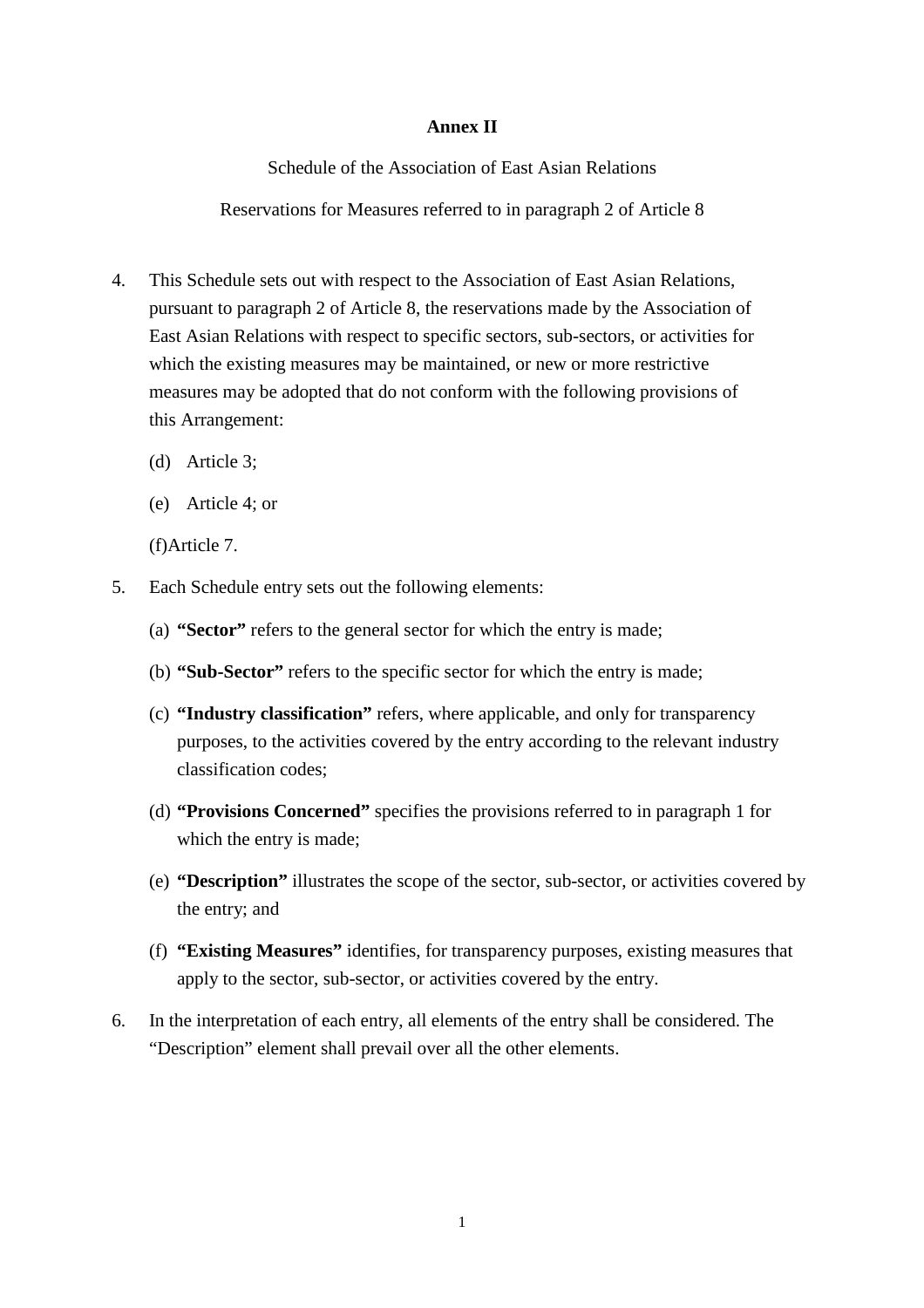**Annex II**

Schedule of the Association of East Asian Relations

Reservations for Measures referred to in paragraph 2 of Article 8

4. This Schedule sets out with respect to the Association of East Asian Relations, pursuant to paragraph 2 of Article 8, the reservations made by the Association of East Asian Relations with respect to specific sectors, sub-sectors, or activities for which the existing measures may be maintained, or new or more restrictive measures may be adopted that do not conform with the following provisions of this Arrangement:

   (d) Article 3;

   (e) Article 4; or

   (f)Article 7.

5. Each Schedule entry sets out the following elements:

   (a) **"Sector"** refers to the general sector for which the entry is made;

   (b) **"Sub-Sector"** refers to the specific sector for which the entry is made;

   (c) **"Industry classification"** refers, where applicable, and only for transparency purposes, to the activities covered by the entry according to the relevant industry classification codes;

   (d) **"Provisions Concerned"** specifies the provisions referred to in paragraph 1 for which the entry is made;

   (e) **"Description"** illustrates the scope of the sector, sub-sector, or activities covered by the entry; and

   (f) **"Existing Measures"** identifies, for transparency purposes, existing measures that apply to the sector, sub-sector, or activities covered by the entry.

6. In the interpretation of each entry, all elements of the entry shall be considered. The "Description" element shall prevail over all the other elements.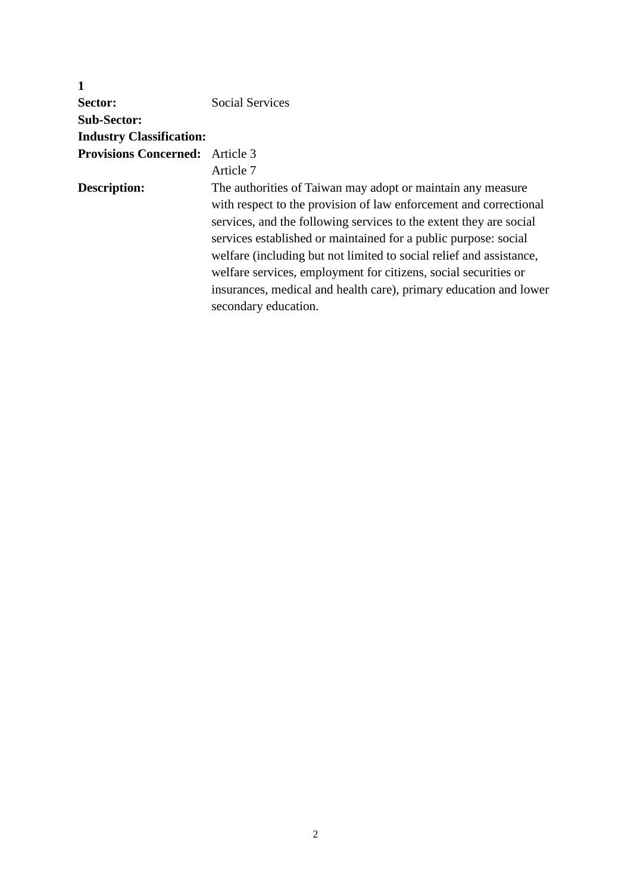**1**

| | |
|---|---|
| **Sector:** | Social Services |
| **Sub-Sector:** | |
| **Industry Classification:** | |
| **Provisions Concerned:** | Article 3<br>Article 7 |
| **Description:** | The authorities of Taiwan may adopt or maintain any measure with respect to the provision of law enforcement and correctional services, and the following services to the extent they are social services established or maintained for a public purpose: social welfare (including but not limited to social relief and assistance, welfare services, employment for citizens, social securities or insurances, medical and health care), primary education and lower secondary education. |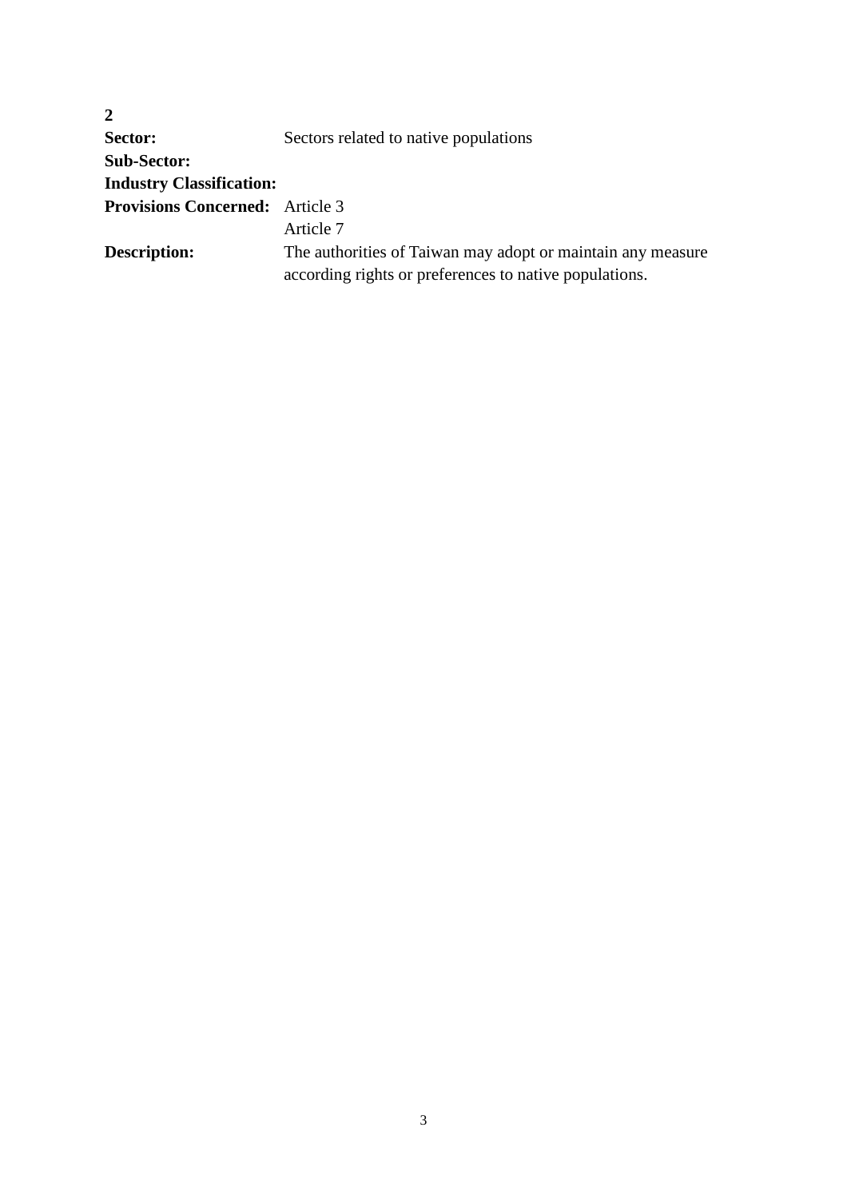**2**

| | |
|---|---|
| **Sector:** | Sectors related to native populations |
| **Sub-Sector:** | |
| **Industry Classification:** | |
| **Provisions Concerned:** | Article 3<br>Article 7 |
| **Description:** | The authorities of Taiwan may adopt or maintain any measure according rights or preferences to native populations. |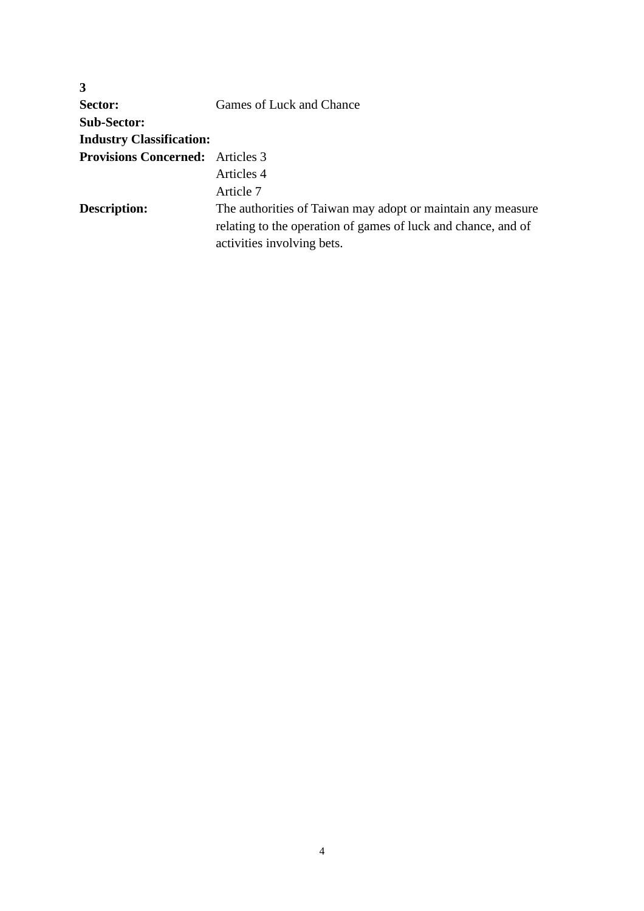**3**

| | |
|---|---|
| **Sector:** | Games of Luck and Chance |
| **Sub-Sector:** | |
| **Industry Classification:** | |
| **Provisions Concerned:** | Articles 3<br>Articles 4<br>Article 7 |
| **Description:** | The authorities of Taiwan may adopt or maintain any measure relating to the operation of games of luck and chance, and of activities involving bets. |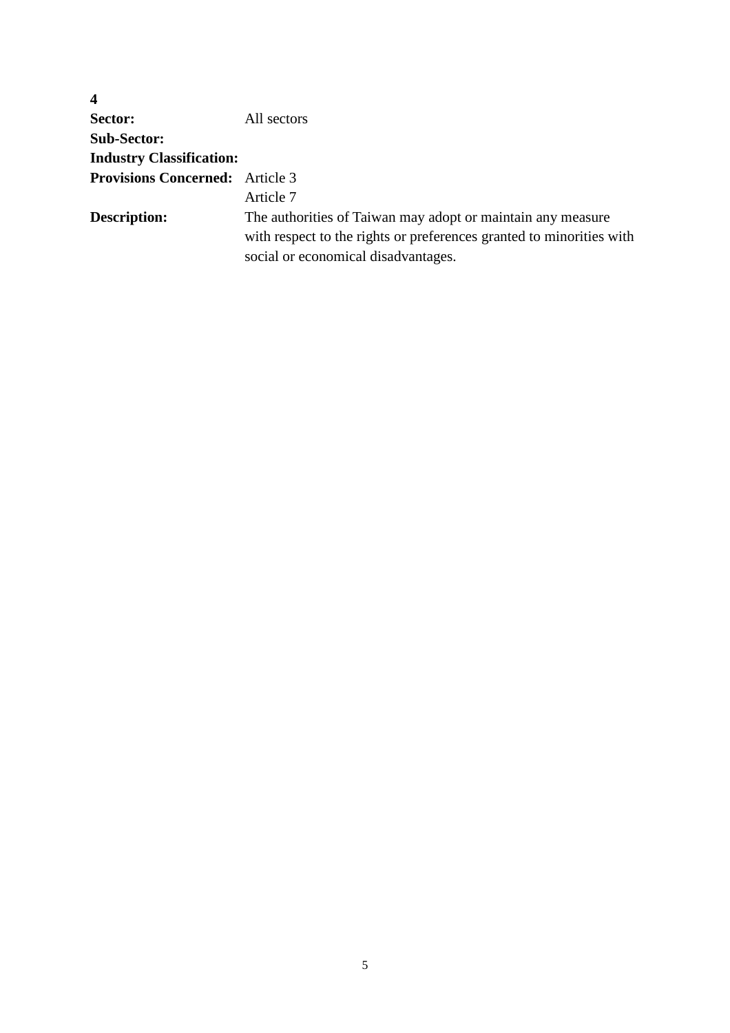**4**

| | |
|---|---|
| **Sector:** | All sectors |
| **Sub-Sector:** | |
| **Industry Classification:** | |
| **Provisions Concerned:** | Article 3<br>Article 7 |
| **Description:** | The authorities of Taiwan may adopt or maintain any measure with respect to the rights or preferences granted to minorities with social or economical disadvantages. |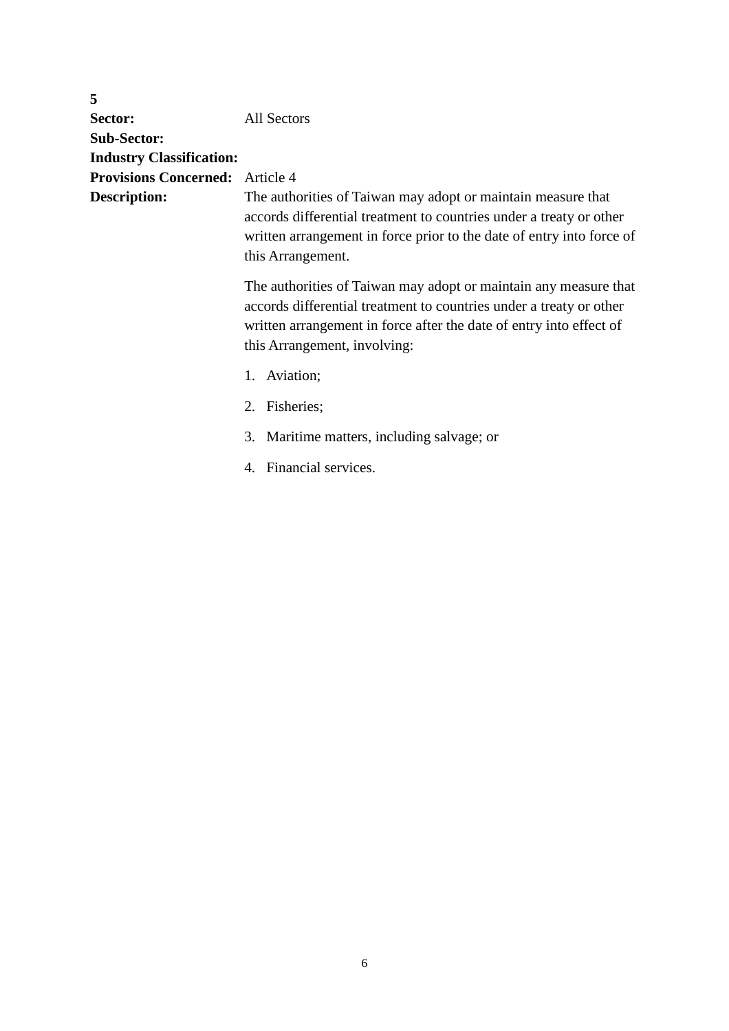**5**

| | |
|---|---|
| **Sector:** | All Sectors |
| **Sub-Sector:** | |
| **Industry Classification:** | |
| **Provisions Concerned:** | Article 4 |
| **Description:** | The authorities of Taiwan may adopt or maintain measure that accords differential treatment to countries under a treaty or other written arrangement in force prior to the date of entry into force of this Arrangement.<br><br>The authorities of Taiwan may adopt or maintain any measure that accords differential treatment to countries under a treaty or other written arrangement in force after the date of entry into effect of this Arrangement, involving:<br><br>1. Aviation;<br>2. Fisheries;<br>3. Maritime matters, including salvage; or<br>4. Financial services. |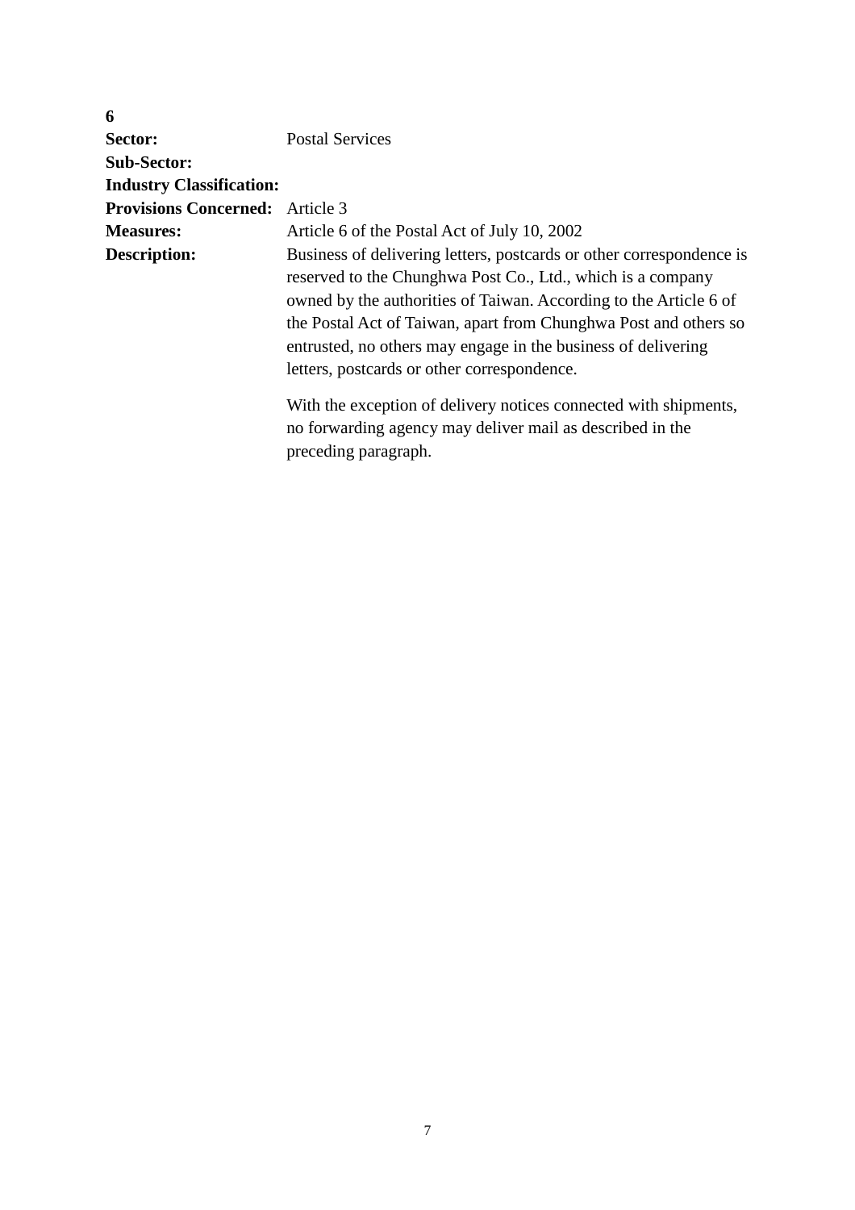**6**

| | |
|---|---|
| **Sector:** | Postal Services |
| **Sub-Sector:** | |
| **Industry Classification:** | |
| **Provisions Concerned:** | Article 3 |
| **Measures:** | Article 6 of the Postal Act of July 10, 2002 |
| **Description:** | Business of delivering letters, postcards or other correspondence is reserved to the Chunghwa Post Co., Ltd., which is a company owned by the authorities of Taiwan. According to the Article 6 of the Postal Act of Taiwan, apart from Chunghwa Post and others so entrusted, no others may engage in the business of delivering letters, postcards or other correspondence.<br><br>With the exception of delivery notices connected with shipments, no forwarding agency may deliver mail as described in the preceding paragraph. |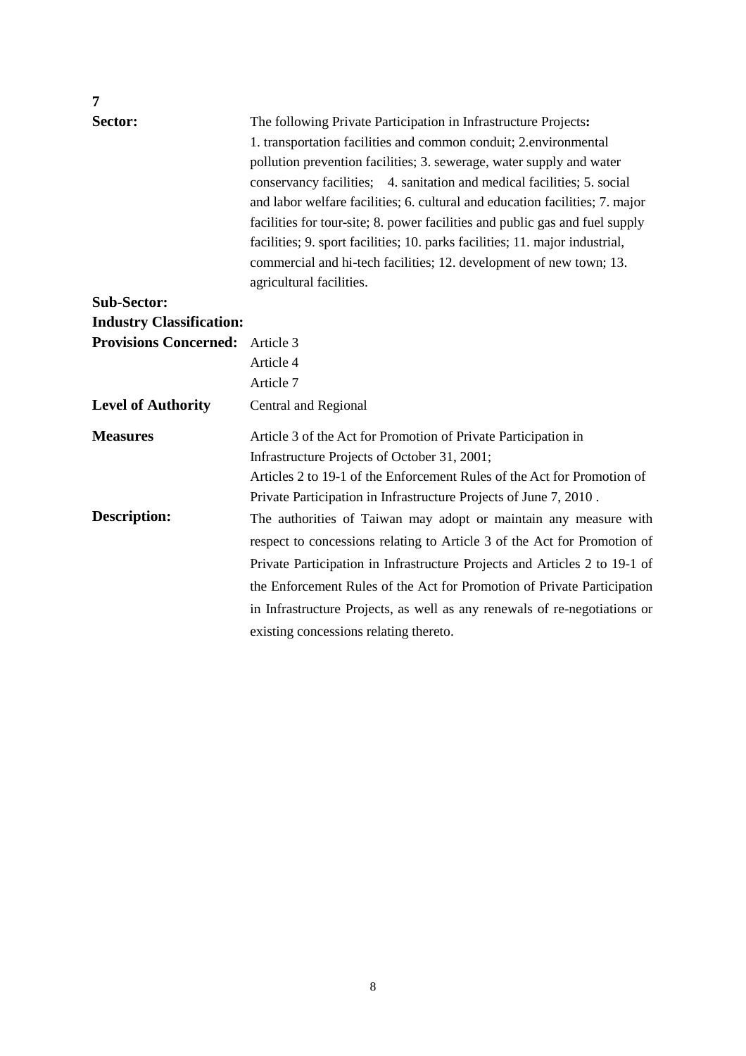**7**

| | |
|---|---|
| **Sector:** | The following Private Participation in Infrastructure Projects**:** 1. transportation facilities and common conduit; 2.environmental pollution prevention facilities; 3. sewerage, water supply and water conservancy facilities; 4. sanitation and medical facilities; 5. social and labor welfare facilities; 6. cultural and education facilities; 7. major facilities for tour-site; 8. power facilities and public gas and fuel supply facilities; 9. sport facilities; 10. parks facilities; 11. major industrial, commercial and hi-tech facilities; 12. development of new town; 13. agricultural facilities. |
| **Sub-Sector:** | |
| **Industry Classification:** | |
| **Provisions Concerned:** | Article 3<br>Article 4<br>Article 7 |
| **Level of Authority** | Central and Regional |
| **Measures** | Article 3 of the Act for Promotion of Private Participation in Infrastructure Projects of October 31, 2001;<br>Articles 2 to 19-1 of the Enforcement Rules of the Act for Promotion of Private Participation in Infrastructure Projects of June 7, 2010 . |
| **Description:** | The authorities of Taiwan may adopt or maintain any measure with respect to concessions relating to Article 3 of the Act for Promotion of Private Participation in Infrastructure Projects and Articles 2 to 19-1 of the Enforcement Rules of the Act for Promotion of Private Participation in Infrastructure Projects, as well as any renewals of re-negotiations or existing concessions relating thereto. |